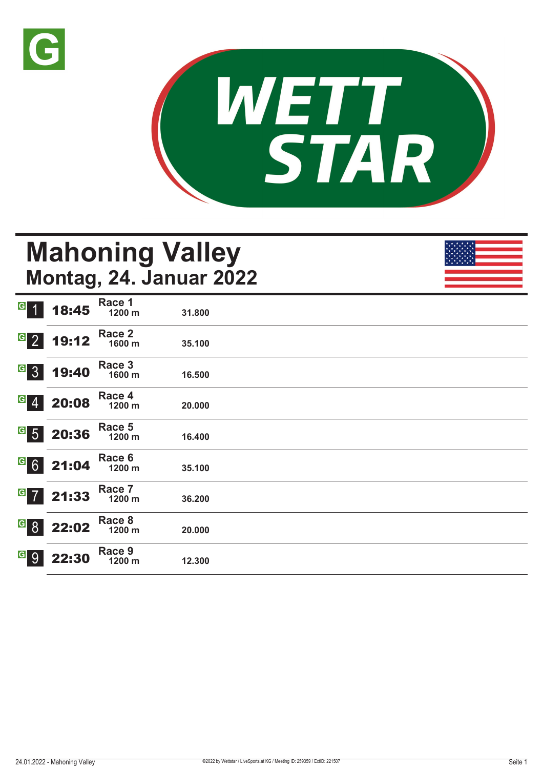G

WETT STAR

# Mahoning Valley
## Montag, 24. Januar 2022

| | Zeit | Rennen | Distanz | |
|---|---|---|---|---|
| G 1 | 18:45 | Race 1 | 1200 m | 31.800 |
| G 2 | 19:12 | Race 2 | 1600 m | 35.100 |
| G 3 | 19:40 | Race 3 | 1600 m | 16.500 |
| G 4 | 20:08 | Race 4 | 1200 m | 20.000 |
| G 5 | 20:36 | Race 5 | 1200 m | 16.400 |
| G 6 | 21:04 | Race 6 | 1200 m | 35.100 |
| G 7 | 21:33 | Race 7 | 1200 m | 36.200 |
| G 8 | 22:02 | Race 8 | 1200 m | 20.000 |
| G 9 | 22:30 | Race 9 | 1200 m | 12.300 |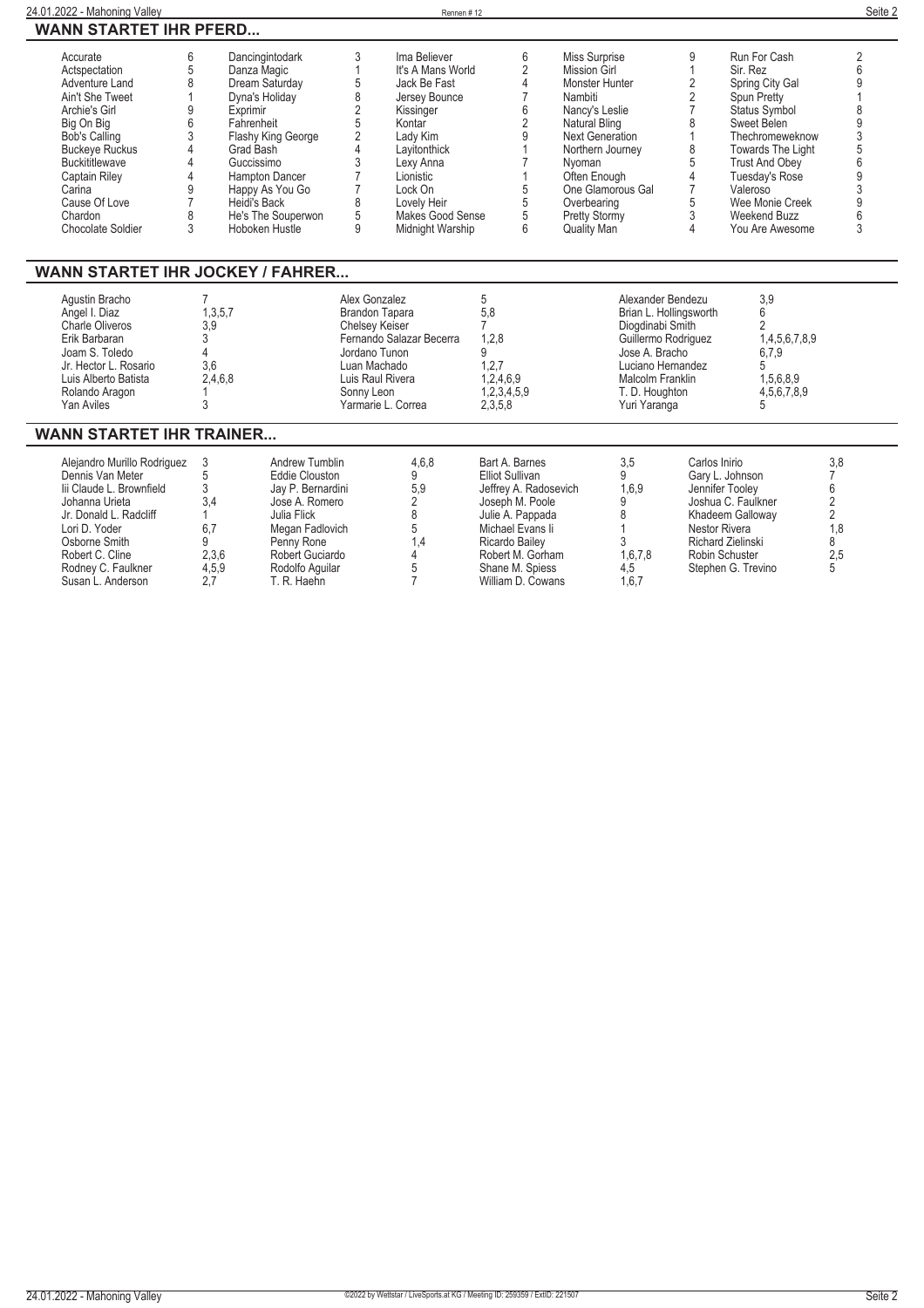## WANN STARTET IHR PFERD...

| Pferd | Rennen | Pferd | Rennen | Pferd | Rennen | Pferd | Rennen | Pferd | Rennen |
|---|---|---|---|---|---|---|---|---|---|
| Accurate | 6 | Dancingintodark | 3 | Ima Believer | 6 | Miss Surprise | 9 | Run For Cash | 2 |
| Actspectation | 5 | Danza Magic | 1 | It's A Mans World | 2 | Mission Girl | 1 | Sir. Rez | 6 |
| Adventure Land | 8 | Dream Saturday | 5 | Jack Be Fast | 4 | Monster Hunter | 2 | Spring City Gal | 9 |
| Ain't She Tweet | 1 | Dyna's Holiday | 8 | Jersey Bounce | 7 | Nambiti | 2 | Spun Pretty | 1 |
| Archie's Girl | 9 | Exprimir | 2 | Kissinger | 6 | Nancy's Leslie | 7 | Status Symbol | 8 |
| Big On Big | 6 | Fahrenheit | 5 | Kontar | 2 | Natural Bling | 8 | Sweet Belen | 9 |
| Bob's Calling | 3 | Flashy King George | 2 | Lady Kim | 9 | Next Generation | 1 | Thechromeweknow | 3 |
| Buckeye Ruckus | 4 | Grad Bash | 4 | Layitonthick | 1 | Northern Journey | 8 | Towards The Light | 5 |
| Buckititlewave | 4 | Guccissimo | 3 | Lexy Anna | 7 | Nyoman | 5 | Trust And Obey | 6 |
| Captain Riley | 4 | Hampton Dancer | 7 | Lionistic | 1 | Often Enough | 4 | Tuesday's Rose | 9 |
| Carina | 9 | Happy As You Go | 7 | Lock On | 5 | One Glamorous Gal | 7 | Valeroso | 3 |
| Cause Of Love | 7 | Heidi's Back | 8 | Lovely Heir | 5 | Overbearing | 5 | Wee Monie Creek | 9 |
| Chardon | 8 | He's The Souperwon | 5 | Makes Good Sense | 5 | Pretty Stormy | 3 | Weekend Buzz | 6 |
| Chocolate Soldier | 3 | Hoboken Hustle | 9 | Midnight Warship | 6 | Quality Man | 4 | You Are Awesome | 3 |

## WANN STARTET IHR JOCKEY / FAHRER...

| Jockey / Fahrer | Rennen | Jockey / Fahrer | Rennen | Jockey / Fahrer | Rennen |
|---|---|---|---|---|---|
| Agustin Bracho | 7 | Alex Gonzalez | 5 | Alexander Bendezu | 3,9 |
| Angel I. Diaz | 1,3,5,7 | Brandon Tapara | 5,8 | Brian L. Hollingsworth | 6 |
| Charle Oliveros | 3,9 | Chelsey Keiser | 7 | Diogdinabi Smith | 2 |
| Erik Barbaran | 3 | Fernando Salazar Becerra | 1,2,8 | Guillermo Rodriguez | 1,4,5,6,7,8,9 |
| Joam S. Toledo | 4 | Jordano Tunon | 9 | Jose A. Bracho | 6,7,9 |
| Jr. Hector L. Rosario | 3,6 | Luan Machado | 1,2,7 | Luciano Hernandez | 5 |
| Luis Alberto Batista | 2,4,6,8 | Luis Raul Rivera | 1,2,4,6,9 | Malcolm Franklin | 1,5,6,8,9 |
| Rolando Aragon | 1 | Sonny Leon | 1,2,3,4,5,9 | T. D. Houghton | 4,5,6,7,8,9 |
| Yan Aviles | 3 | Yarmarie L. Correa | 2,3,5,8 | Yuri Yaranga | 5 |

## WANN STARTET IHR TRAINER...

| Trainer | Rennen | Trainer | Rennen | Trainer | Rennen | Trainer | Rennen |
|---|---|---|---|---|---|---|---|
| Alejandro Murillo Rodriguez | 3 | Andrew Tumblin | 4,6,8 | Bart A. Barnes | 3,5 | Carlos Inirio | 3,8 |
| Dennis Van Meter | 5 | Eddie Clouston | 9 | Elliot Sullivan | 9 | Gary L. Johnson | 7 |
| Iii Claude L. Brownfield | 3 | Jay P. Bernardini | 5,9 | Jeffrey A. Radosevich | 1,6,9 | Jennifer Tooley | 6 |
| Johanna Urieta | 3,4 | Jose A. Romero | 2 | Joseph M. Poole | 9 | Joshua C. Faulkner | 2 |
| Jr. Donald L. Radcliff | 1 | Julia Flick | 8 | Julie A. Pappada | 8 | Khadeem Galloway | 2 |
| Lori D. Yoder | 6,7 | Megan Fadlovich | 5 | Michael Evans Ii | 1 | Nestor Rivera | 1,8 |
| Osborne Smith | 9 | Penny Rone | 1,4 | Ricardo Bailey | 3 | Richard Zielinski | 8 |
| Robert C. Cline | 2,3,6 | Robert Guciardo | 4 | Robert M. Gorham | 1,6,7,8 | Robin Schuster | 2,5 |
| Rodney C. Faulkner | 4,5,9 | Rodolfo Aguilar | 5 | Shane M. Spiess | 4,5 | Stephen G. Trevino | 5 |
| Susan L. Anderson | 2,7 | T. R. Haehn | 7 | William D. Cowans | 1,6,7 | | |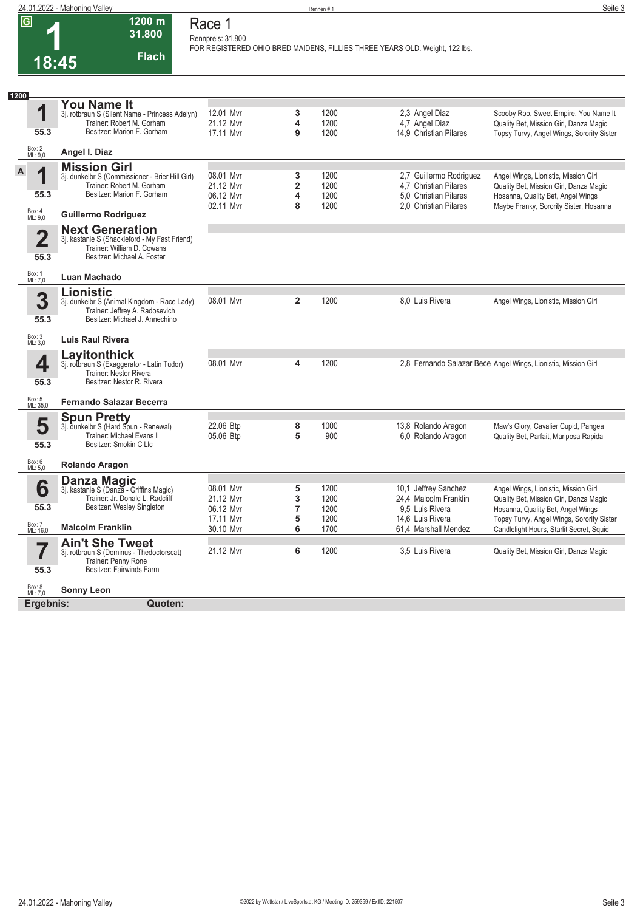# Race 1

**1** — 18:45 — 1200 m — 31.800 — Flach

Rennpreis: 31.800

FOR REGISTERED OHIO BRED MAIDENS, FILLIES THREE YEARS OLD. Weight, 122 lbs.

**1200**

### 1 You Name It
3j. rotbraun S (Silent Name - Princess Adelyn)
Trainer: Robert M. Gorham
Besitzer: Marion F. Gorham
55.3
Box: 2 ML: 9,0
**Angel I. Diaz**

| Datum | Platz | Distanz | Quote / Jockey | Einlauf |
|---|---|---|---|---|
| 12.01 Mvr | 3 | 1200 | 2,3 Angel Diaz | Scooby Roo, Sweet Empire, You Name It |
| 21.12 Mvr | 4 | 1200 | 4,7 Angel Diaz | Quality Bet, Mission Girl, Danza Magic |
| 17.11 Mvr | 9 | 1200 | 14,9 Christian Pilares | Topsy Turvy, Angel Wings, Sorority Sister |

### A 1 Mission Girl
3j. dunkelbr S (Commissioner - Brier Hill Girl)
Trainer: Robert M. Gorham
Besitzer: Marion F. Gorham
55.3
Box: 4 ML: 9,0
**Guillermo Rodriguez**

| Datum | Platz | Distanz | Quote / Jockey | Einlauf |
|---|---|---|---|---|
| 08.01 Mvr | 3 | 1200 | 2,7 Guillermo Rodriguez | Angel Wings, Lionistic, Mission Girl |
| 21.12 Mvr | 2 | 1200 | 4,7 Christian Pilares | Quality Bet, Mission Girl, Danza Magic |
| 06.12 Mvr | 4 | 1200 | 5,0 Christian Pilares | Hosanna, Quality Bet, Angel Wings |
| 02.11 Mvr | 8 | 1200 | 2,0 Christian Pilares | Maybe Franky, Sorority Sister, Hosanna |

### 2 Next Generation
3j. kastanie S (Shackleford - My Fast Friend)
Trainer: William D. Cowans
Besitzer: Michael A. Foster
55.3
Box: 1 ML: 7,0
**Luan Machado**

### 3 Lionistic
3j. dunkelbr S (Animal Kingdom - Race Lady)
Trainer: Jeffrey A. Radosevich
Besitzer: Michael J. Annechino
55.3
Box: 3 ML: 3,0
**Luis Raul Rivera**

| Datum | Platz | Distanz | Quote / Jockey | Einlauf |
|---|---|---|---|---|
| 08.01 Mvr | 2 | 1200 | 8,0 Luis Rivera | Angel Wings, Lionistic, Mission Girl |

### 4 Layitonthick
3j. rotbraun S (Exaggerator - Latin Tudor)
Trainer: Nestor Rivera
Besitzer: Nestor R. Rivera
55.3
Box: 5 ML: 35,0
**Fernando Salazar Becerra**

| Datum | Platz | Distanz | Quote / Jockey | Einlauf |
|---|---|---|---|---|
| 08.01 Mvr | 4 | 1200 | 2,8 Fernando Salazar Bece | Angel Wings, Lionistic, Mission Girl |

### 5 Spun Pretty
3j. dunkelbr S (Hard Spun - Renewal)
Trainer: Michael Evans Ii
Besitzer: Smokin C Llc
55.3
Box: 6 ML: 5,0
**Rolando Aragon**

| Datum | Platz | Distanz | Quote / Jockey | Einlauf |
|---|---|---|---|---|
| 22.06 Btp | 8 | 1000 | 13,8 Rolando Aragon | Maw's Glory, Cavalier Cupid, Pangea |
| 05.06 Btp | 5 | 900 | 6,0 Rolando Aragon | Quality Bet, Parfait, Mariposa Rapida |

### 6 Danza Magic
3j. kastanie S (Danza - Griffins Magic)
Trainer: Jr. Donald L. Radcliff
Besitzer: Wesley Singleton
55.3
Box: 7 ML: 16,0
**Malcolm Franklin**

| Datum | Platz | Distanz | Quote / Jockey | Einlauf |
|---|---|---|---|---|
| 08.01 Mvr | 5 | 1200 | 10,1 Jeffrey Sanchez | Angel Wings, Lionistic, Mission Girl |
| 21.12 Mvr | 3 | 1200 | 24,4 Malcolm Franklin | Quality Bet, Mission Girl, Danza Magic |
| 06.12 Mvr | 7 | 1200 | 9,5 Luis Rivera | Hosanna, Quality Bet, Angel Wings |
| 17.11 Mvr | 5 | 1200 | 14,6 Luis Rivera | Topsy Turvy, Angel Wings, Sorority Sister |
| 30.10 Mvr | 6 | 1700 | 61,4 Marshall Mendez | Candlelight Hours, Starlit Secret, Squid |

### 7 Ain't She Tweet
3j. rotbraun S (Dominus - Thedoctorscat)
Trainer: Penny Rone
Besitzer: Fairwinds Farm
55.3
Box: 8 ML: 7,0
**Sonny Leon**

| Datum | Platz | Distanz | Quote / Jockey | Einlauf |
|---|---|---|---|---|
| 21.12 Mvr | 6 | 1200 | 3,5 Luis Rivera | Quality Bet, Mission Girl, Danza Magic |

**Ergebnis:** **Quoten:**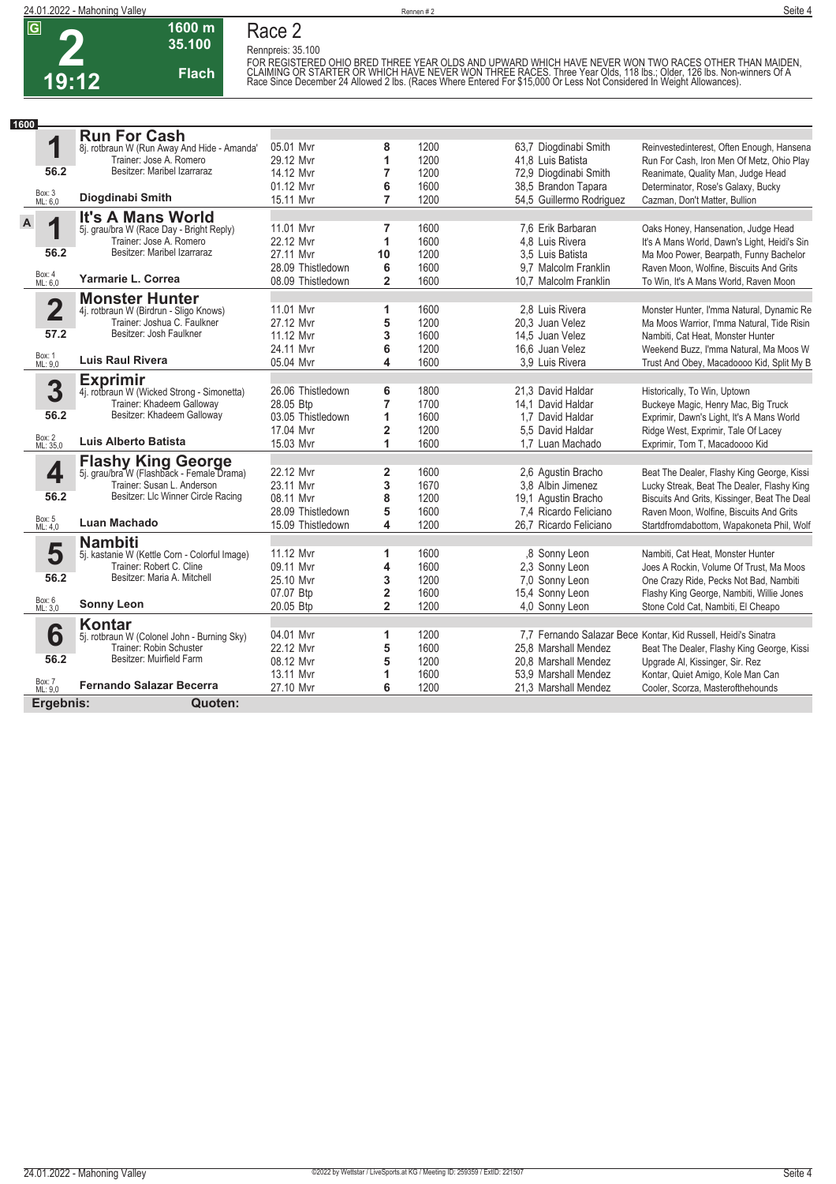# Race 2

**G 2 19:12 — 1600 m — 35.100 — Flach**

Rennpreis: 35.100

FOR REGISTERED OHIO BRED THREE YEAR OLDS AND UPWARD WHICH HAVE NEVER WON TWO RACES OTHER THAN MAIDEN, CLAIMING OR STARTER OR WHICH HAVE NEVER WON THREE RACES. Three Year Olds, 118 lbs.; Older, 126 lbs. Non-winners Of A Race Since December 24 Allowed 2 lbs. (Races Where Entered For $15,000 Or Less Not Considered In Weight Allowances).

**1600**

| Nr. | Pferd | Datum/Bahn | Platz | Distanz | Quote / Jockey | Einlauf |
|---|---|---|---|---|---|---|
| **1** | **Run For Cash** 8j. rotbraun W (Run Away And Hide - Amanda') Trainer: Jose A. Romero Besitzer: Maribel Izarraraz 56.2 Box: 3 ML: 6,0 **Diogdinabi Smith** | 05.01 Mvr | 8 | 1200 | 63,7 Diogdinabi Smith | Reinvestedinterest, Often Enough, Hansena |
| | | 29.12 Mvr | 1 | 1200 | 41,8 Luis Batista | Run For Cash, Iron Men Of Metz, Ohio Play |
| | | 14.12 Mvr | 7 | 1200 | 72,9 Diogdinabi Smith | Reanimate, Quality Man, Judge Head |
| | | 01.12 Mvr | 6 | 1600 | 38,5 Brandon Tapara | Determinator, Rose's Galaxy, Bucky |
| | | 15.11 Mvr | 7 | 1200 | 54,5 Guillermo Rodriguez | Cazman, Don't Matter, Bullion |
| **A 1** | **It's A Mans World** 5j. grau/bra W (Race Day - Bright Reply) Trainer: Jose A. Romero Besitzer: Maribel Izarraraz 56.2 Box: 4 ML: 6,0 **Yarmarie L. Correa** | 11.01 Mvr | 7 | 1600 | 7,6 Erik Barbaran | Oaks Honey, Hansenation, Judge Head |
| | | 22.12 Mvr | 1 | 1600 | 4,8 Luis Rivera | It's A Mans World, Dawn's Light, Heidi's Sin |
| | | 27.11 Mvr | 10 | 1200 | 3,5 Luis Batista | Ma Moo Power, Bearpath, Funny Bachelor |
| | | 28.09 Thistledown | 6 | 1600 | 9,7 Malcolm Franklin | Raven Moon, Wolfine, Biscuits And Grits |
| | | 08.09 Thistledown | 2 | 1600 | 10,7 Malcolm Franklin | To Win, It's A Mans World, Raven Moon |
| **2** | **Monster Hunter** 4j. rotbraun W (Birdrun - Sligo Knows) Trainer: Joshua C. Faulkner Besitzer: Josh Faulkner 57.2 Box: 1 ML: 9,0 **Luis Raul Rivera** | 11.01 Mvr | 1 | 1600 | 2,8 Luis Rivera | Monster Hunter, I'mma Natural, Dynamic Re |
| | | 27.12 Mvr | 5 | 1200 | 20,3 Juan Velez | Ma Moos Warrior, I'mma Natural, Tide Risin |
| | | 11.12 Mvr | 3 | 1600 | 14,5 Juan Velez | Nambiti, Cat Heat, Monster Hunter |
| | | 24.11 Mvr | 6 | 1200 | 16,6 Juan Velez | Weekend Buzz, I'mma Natural, Ma Moos W |
| | | 05.04 Mvr | 4 | 1600 | 3,9 Luis Rivera | Trust And Obey, Macadoooo Kid, Split My B |
| **3** | **Exprimir** 4j. rotbraun W (Wicked Strong - Simonetta) Trainer: Khadeem Galloway Besitzer: Khadeem Galloway 56.2 Box: 2 ML: 35,0 **Luis Alberto Batista** | 26.06 Thistledown | 6 | 1800 | 21,3 David Haldar | Historically, To Win, Uptown |
| | | 28.05 Btp | 7 | 1700 | 14,1 David Haldar | Buckeye Magic, Henry Mac, Big Truck |
| | | 03.05 Thistledown | 1 | 1600 | 1,7 David Haldar | Exprimir, Dawn's Light, It's A Mans World |
| | | 17.04 Mvr | 2 | 1200 | 5,5 David Haldar | Ridge West, Exprimir, Tale Of Lacey |
| | | 15.03 Mvr | 1 | 1600 | 1,7 Luan Machado | Exprimir, Tom T, Macadoooo Kid |
| **4** | **Flashy King George** 5j. grau/bra W (Flashback - Female Drama) Trainer: Susan L. Anderson Besitzer: Llc Winner Circle Racing 56.2 Box: 5 ML: 4,0 **Luan Machado** | 22.12 Mvr | 2 | 1600 | 2,6 Agustin Bracho | Beat The Dealer, Flashy King George, Kissi |
| | | 23.11 Mvr | 3 | 1670 | 3,8 Albin Jimenez | Lucky Streak, Beat The Dealer, Flashy King |
| | | 08.11 Mvr | 8 | 1200 | 19,1 Agustin Bracho | Biscuits And Grits, Kissinger, Beat The Deal |
| | | 28.09 Thistledown | 5 | 1600 | 7,4 Ricardo Feliciano | Raven Moon, Wolfine, Biscuits And Grits |
| | | 15.09 Thistledown | 4 | 1200 | 26,7 Ricardo Feliciano | Startdfromdabottom, Wapakoneta Phil, Wolf |
| **5** | **Nambiti** 5j. kastanie W (Kettle Corn - Colorful Image) Trainer: Robert C. Cline Besitzer: Maria A. Mitchell 56.2 Box: 6 ML: 3,0 **Sonny Leon** | 11.12 Mvr | 1 | 1600 | ,8 Sonny Leon | Nambiti, Cat Heat, Monster Hunter |
| | | 09.11 Mvr | 4 | 1600 | 2,3 Sonny Leon | Joes A Rockin, Volume Of Trust, Ma Moos |
| | | 25.10 Mvr | 3 | 1200 | 7,0 Sonny Leon | One Crazy Ride, Pecks Not Bad, Nambiti |
| | | 07.07 Btp | 2 | 1600 | 15,4 Sonny Leon | Flashy King George, Nambiti, Willie Jones |
| | | 20.05 Btp | 2 | 1200 | 4,0 Sonny Leon | Stone Cold Cat, Nambiti, El Cheapo |
| **6** | **Kontar** 5j. rotbraun W (Colonel John - Burning Sky) Trainer: Robin Schuster Besitzer: Muirfield Farm 56.2 Box: 7 ML: 9,0 **Fernando Salazar Becerra** | 04.01 Mvr | 1 | 1200 | 7,7 Fernando Salazar Bece | Kontar, Kid Russell, Heidi's Sinatra |
| | | 22.12 Mvr | 5 | 1600 | 25,8 Marshall Mendez | Beat The Dealer, Flashy King George, Kissi |
| | | 08.12 Mvr | 5 | 1200 | 20,8 Marshall Mendez | Upgrade Al, Kissinger, Sir. Rez |
| | | 13.11 Mvr | 1 | 1600 | 53,9 Marshall Mendez | Kontar, Quiet Amigo, Kole Man Can |
| | | 27.10 Mvr | 6 | 1200 | 21,3 Marshall Mendez | Cooler, Scorza, Masterofthehounds |

**Ergebnis:** **Quoten:**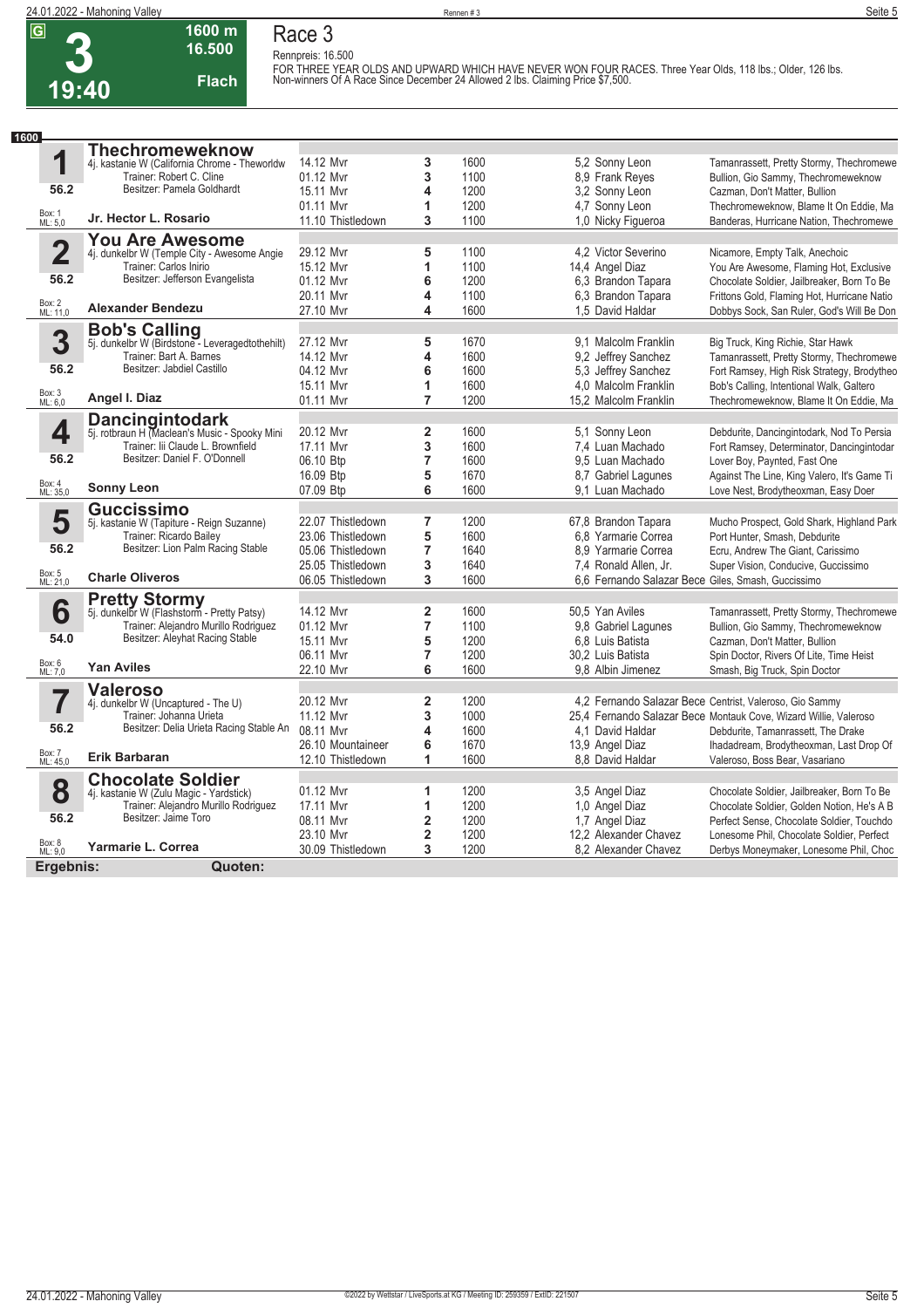# Race 3

**3** — 19:40 — 1600 m — 16.500 — Flach

Rennpreis: 16.500

FOR THREE YEAR OLDS AND UPWARD WHICH HAVE NEVER WON FOUR RACES. Three Year Olds, 118 lbs.; Older, 126 lbs. Non-winners Of A Race Since December 24 Allowed 2 lbs. Claiming Price $7,500.

**1600**

## 1 Thechromeweknow

4j. kastanie W (California Chrome - Theworldw
Trainer: Robert C. Cline
Besitzer: Pamela Goldhardt
56.2
Box: 1 ML: 5,0
**Jr. Hector L. Rosario**

| Datum | Ort | Platz | Distanz | Quote | Jockey | Einlauf |
|---|---|---|---|---|---|---|
| 14.12 | Mvr | 3 | 1600 | 5,2 | Sonny Leon | Tamanrassett, Pretty Stormy, Thechromewe |
| 01.12 | Mvr | 3 | 1100 | 8,9 | Frank Reyes | Bullion, Gio Sammy, Thechromeweknow |
| 15.11 | Mvr | 4 | 1200 | 3,2 | Sonny Leon | Cazman, Don't Matter, Bullion |
| 01.11 | Mvr | 1 | 1200 | 4,7 | Sonny Leon | Thechromeweknow, Blame It On Eddie, Ma |
| 11.10 | Thistledown | 3 | 1100 | 1,0 | Nicky Figueroa | Banderas, Hurricane Nation, Thechromewe |

## 2 You Are Awesome

4j. dunkelbr W (Temple City - Awesome Angie
Trainer: Carlos Inirio
Besitzer: Jefferson Evangelista
56.2
Box: 2 ML: 11,0
**Alexander Bendezu**

| Datum | Ort | Platz | Distanz | Quote | Jockey | Einlauf |
|---|---|---|---|---|---|---|
| 29.12 | Mvr | 5 | 1100 | 4,2 | Victor Severino | Nicamore, Empty Talk, Anechoic |
| 15.12 | Mvr | 1 | 1100 | 14,4 | Angel Diaz | You Are Awesome, Flaming Hot, Exclusive |
| 01.12 | Mvr | 6 | 1200 | 6,3 | Brandon Tapara | Chocolate Soldier, Jailbreaker, Born To Be |
| 20.11 | Mvr | 4 | 1100 | 6,3 | Brandon Tapara | Frittons Gold, Flaming Hot, Hurricane Natio |
| 27.10 | Mvr | 4 | 1600 | 1,5 | David Haldar | Dobbys Sock, San Ruler, God's Will Be Don |

## 3 Bob's Calling

5j. dunkelbr W (Birdstone - Leveragedtothehilt)
Trainer: Bart A. Barnes
Besitzer: Jabdiel Castillo
56.2
Box: 3 ML: 6,0
**Angel I. Diaz**

| Datum | Ort | Platz | Distanz | Quote | Jockey | Einlauf |
|---|---|---|---|---|---|---|
| 27.12 | Mvr | 5 | 1670 | 9,1 | Malcolm Franklin | Big Truck, King Richie, Star Hawk |
| 14.12 | Mvr | 4 | 1600 | 9,2 | Jeffrey Sanchez | Tamanrassett, Pretty Stormy, Thechromewe |
| 04.12 | Mvr | 6 | 1600 | 5,3 | Jeffrey Sanchez | Fort Ramsey, High Risk Strategy, Brodytheo |
| 15.11 | Mvr | 1 | 1600 | 4,0 | Malcolm Franklin | Bob's Calling, Intentional Walk, Galtero |
| 01.11 | Mvr | 7 | 1200 | 15,2 | Malcolm Franklin | Thechromeweknow, Blame It On Eddie, Ma |

## 4 Dancingintodark

5j. rotbraun H (Maclean's Music - Spooky Mini
Trainer: Iii Claude L. Brownfield
Besitzer: Daniel F. O'Donnell
56.2
Box: 4 ML: 35,0
**Sonny Leon**

| Datum | Ort | Platz | Distanz | Quote | Jockey | Einlauf |
|---|---|---|---|---|---|---|
| 20.12 | Mvr | 2 | 1600 | 5,1 | Sonny Leon | Debdurite, Dancingintodark, Nod To Persia |
| 17.11 | Mvr | 3 | 1600 | 7,4 | Luan Machado | Fort Ramsey, Determinator, Dancingintodar |
| 06.10 | Btp | 7 | 1600 | 9,5 | Luan Machado | Lover Boy, Paynted, Fast One |
| 16.09 | Btp | 5 | 1670 | 8,7 | Gabriel Lagunes | Against The Line, King Valero, It's Game Ti |
| 07.09 | Btp | 6 | 1600 | 9,1 | Luan Machado | Love Nest, Brodytheoxman, Easy Doer |

## 5 Guccissimo

5j. kastanie W (Tapiture - Reign Suzanne)
Trainer: Ricardo Bailey
Besitzer: Lion Palm Racing Stable
56.2
Box: 5 ML: 21,0
**Charle Oliveros**

| Datum | Ort | Platz | Distanz | Quote | Jockey | Einlauf |
|---|---|---|---|---|---|---|
| 22.07 | Thistledown | 7 | 1200 | 67,8 | Brandon Tapara | Mucho Prospect, Gold Shark, Highland Park |
| 23.06 | Thistledown | 5 | 1600 | 6,8 | Yarmarie Correa | Port Hunter, Smash, Debdurite |
| 05.06 | Thistledown | 7 | 1640 | 8,9 | Yarmarie Correa | Ecru, Andrew The Giant, Carissimo |
| 25.05 | Thistledown | 3 | 1640 | 7,4 | Ronald Allen, Jr. | Super Vision, Conducive, Guccissimo |
| 06.05 | Thistledown | 3 | 1600 | 6,6 | Fernando Salazar Bece | Giles, Smash, Guccissimo |

## 6 Pretty Stormy

5j. dunkelbr W (Flashstorm - Pretty Patsy)
Trainer: Alejandro Murillo Rodriguez
Besitzer: Aleyhat Racing Stable
54.0
Box: 6 ML: 7,0
**Yan Aviles**

| Datum | Ort | Platz | Distanz | Quote | Jockey | Einlauf |
|---|---|---|---|---|---|---|
| 14.12 | Mvr | 2 | 1600 | 50,5 | Yan Aviles | Tamanrassett, Pretty Stormy, Thechromewe |
| 01.12 | Mvr | 7 | 1100 | 9,8 | Gabriel Lagunes | Bullion, Gio Sammy, Thechromeweknow |
| 15.11 | Mvr | 5 | 1200 | 6,8 | Luis Batista | Cazman, Don't Matter, Bullion |
| 06.11 | Mvr | 7 | 1200 | 30,2 | Luis Batista | Spin Doctor, Rivers Of Lite, Time Heist |
| 22.10 | Mvr | 6 | 1600 | 9,8 | Albin Jimenez | Smash, Big Truck, Spin Doctor |

## 7 Valeroso

4j. dunkelbr W (Uncaptured - The U)
Trainer: Johanna Urieta
Besitzer: Delia Urieta Racing Stable An
56.2
Box: 7 ML: 45,0
**Erik Barbaran**

| Datum | Ort | Platz | Distanz | Quote | Jockey | Einlauf |
|---|---|---|---|---|---|---|
| 20.12 | Mvr | 2 | 1200 | 4,2 | Fernando Salazar Bece | Centrist, Valeroso, Gio Sammy |
| 11.12 | Mvr | 3 | 1000 | 25,4 | Fernando Salazar Bece | Montauk Cove, Wizard Willie, Valeroso |
| 08.11 | Mvr | 4 | 1600 | 4,1 | David Haldar | Debdurite, Tamanrassett, The Drake |
| 26.10 | Mountaineer | 6 | 1670 | 13,9 | Angel Diaz | Ihadadream, Brodytheoxman, Last Drop Of |
| 12.10 | Thistledown | 1 | 1600 | 8,8 | David Haldar | Valeroso, Boss Bear, Vasariano |

## 8 Chocolate Soldier

4j. kastanie W (Zulu Magic - Yardstick)
Trainer: Alejandro Murillo Rodriguez
Besitzer: Jaime Toro
56.2
Box: 8 ML: 9,0
**Yarmarie L. Correa**

| Datum | Ort | Platz | Distanz | Quote | Jockey | Einlauf |
|---|---|---|---|---|---|---|
| 01.12 | Mvr | 1 | 1200 | 3,5 | Angel Diaz | Chocolate Soldier, Jailbreaker, Born To Be |
| 17.11 | Mvr | 1 | 1200 | 1,0 | Angel Diaz | Chocolate Soldier, Golden Notion, He's A B |
| 08.11 | Mvr | 2 | 1200 | 1,7 | Angel Diaz | Perfect Sense, Chocolate Soldier, Touchdo |
| 23.10 | Mvr | 2 | 1200 | 12,2 | Alexander Chavez | Lonesome Phil, Chocolate Soldier, Perfect |
| 30.09 | Thistledown | 3 | 1200 | 8,2 | Alexander Chavez | Derbys Moneymaker, Lonesome Phil, Choc |

**Ergebnis:** **Quoten:**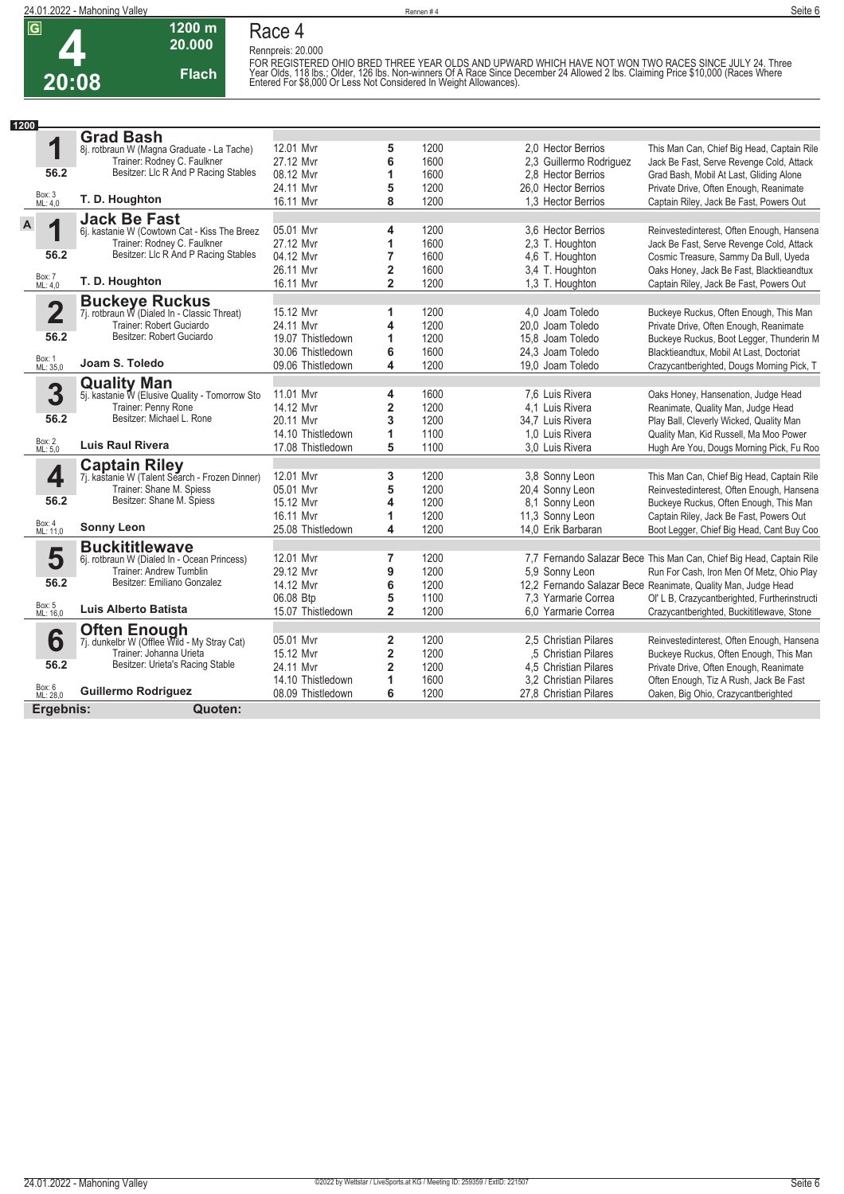# Race 4

**G** **4** **20:08** — 1200 m — 20.000 — Flach

Rennpreis: 20.000

FOR REGISTERED OHIO BRED THREE YEAR OLDS AND UPWARD WHICH HAVE NOT WON TWO RACES SINCE JULY 24. Three Year Olds, 118 lbs.; Older, 126 lbs. Non-winners Of A Race Since December 24 Allowed 2 lbs. Claiming Price $10,000 (Races Where Entered For $8,000 Or Less Not Considered In Weight Allowances).

**1200**

### 1 Grad Bash
8j. rotbraun W (Magna Graduate - La Tache)
Trainer: Rodney C. Faulkner
Besitzer: Llc R And P Racing Stables
56.2 — Box: 3 — ML: 4,0
**T. D. Houghton**

| Datum | Bahn | Platz | Distanz | Quote | Jockey | Einlauf |
|---|---|---|---|---|---|---|
| 12.01 | Mvr | 5 | 1200 | 2,0 | Hector Berrios | This Man Can, Chief Big Head, Captain Rile |
| 27.12 | Mvr | 6 | 1600 | 2,3 | Guillermo Rodriguez | Jack Be Fast, Serve Revenge Cold, Attack |
| 08.12 | Mvr | 1 | 1600 | 2,8 | Hector Berrios | Grad Bash, Mobil At Last, Gliding Alone |
| 24.11 | Mvr | 5 | 1200 | 26,0 | Hector Berrios | Private Drive, Often Enough, Reanimate |
| 16.11 | Mvr | 8 | 1200 | 1,3 | Hector Berrios | Captain Riley, Jack Be Fast, Powers Out |

### A 1 Jack Be Fast
6j. kastanie W (Cowtown Cat - Kiss The Breez
Trainer: Rodney C. Faulkner
Besitzer: Llc R And P Racing Stables
56.2 — Box: 7 — ML: 4,0
**T. D. Houghton**

| Datum | Bahn | Platz | Distanz | Quote | Jockey | Einlauf |
|---|---|---|---|---|---|---|
| 05.01 | Mvr | 4 | 1200 | 3,6 | Hector Berrios | Reinvestedinterest, Often Enough, Hansena |
| 27.12 | Mvr | 1 | 1600 | 2,3 | T. Houghton | Jack Be Fast, Serve Revenge Cold, Attack |
| 04.12 | Mvr | 7 | 1600 | 4,6 | T. Houghton | Cosmic Treasure, Sammy Da Bull, Uyeda |
| 26.11 | Mvr | 2 | 1600 | 3,4 | T. Houghton | Oaks Honey, Jack Be Fast, Blacktieandtux |
| 16.11 | Mvr | 2 | 1200 | 1,3 | T. Houghton | Captain Riley, Jack Be Fast, Powers Out |

### 2 Buckeye Ruckus
7j. rotbraun W (Dialed In - Classic Threat)
Trainer: Robert Guciardo
Besitzer: Robert Guciardo
56.2 — Box: 1 — ML: 35,0
**Joam S. Toledo**

| Datum | Bahn | Platz | Distanz | Quote | Jockey | Einlauf |
|---|---|---|---|---|---|---|
| 15.12 | Mvr | 1 | 1200 | 4,0 | Joam Toledo | Buckeye Ruckus, Often Enough, This Man |
| 24.11 | Mvr | 4 | 1200 | 20,0 | Joam Toledo | Private Drive, Often Enough, Reanimate |
| 19.07 | Thistledown | 1 | 1200 | 15,8 | Joam Toledo | Buckeye Ruckus, Boot Legger, Thunderin M |
| 30.06 | Thistledown | 6 | 1600 | 24,3 | Joam Toledo | Blacktieandtux, Mobil At Last, Doctoriat |
| 09.06 | Thistledown | 4 | 1200 | 19,0 | Joam Toledo | Crazycantberighted, Dougs Morning Pick, T |

### 3 Quality Man
5j. kastanie W (Elusive Quality - Tomorrow Sto
Trainer: Penny Rone
Besitzer: Michael L. Rone
56.2 — Box: 2 — ML: 5,0
**Luis Raul Rivera**

| Datum | Bahn | Platz | Distanz | Quote | Jockey | Einlauf |
|---|---|---|---|---|---|---|
| 11.01 | Mvr | 4 | 1600 | 7,6 | Luis Rivera | Oaks Honey, Hansenation, Judge Head |
| 14.12 | Mvr | 2 | 1200 | 4,1 | Luis Rivera | Reanimate, Quality Man, Judge Head |
| 20.11 | Mvr | 3 | 1200 | 34,7 | Luis Rivera | Play Ball, Cleverly Wicked, Quality Man |
| 14.10 | Thistledown | 1 | 1100 | 1,0 | Luis Rivera | Quality Man, Kid Russell, Ma Moo Power |
| 17.08 | Thistledown | 5 | 1100 | 3,0 | Luis Rivera | Hugh Are You, Dougs Morning Pick, Fu Roo |

### 4 Captain Riley
7j. kastanie W (Talent Search - Frozen Dinner)
Trainer: Shane M. Spiess
Besitzer: Shane M. Spiess
56.2 — Box: 4 — ML: 11,0
**Sonny Leon**

| Datum | Bahn | Platz | Distanz | Quote | Jockey | Einlauf |
|---|---|---|---|---|---|---|
| 12.01 | Mvr | 3 | 1200 | 3,8 | Sonny Leon | This Man Can, Chief Big Head, Captain Rile |
| 05.01 | Mvr | 5 | 1200 | 20,4 | Sonny Leon | Reinvestedinterest, Often Enough, Hansena |
| 15.12 | Mvr | 4 | 1200 | 8,1 | Sonny Leon | Buckeye Ruckus, Often Enough, This Man |
| 16.11 | Mvr | 1 | 1200 | 11,3 | Sonny Leon | Captain Riley, Jack Be Fast, Powers Out |
| 25.08 | Thistledown | 4 | 1200 | 14,0 | Erik Barbaran | Boot Legger, Chief Big Head, Cant Buy Coo |

### 5 Buckititlewave
6j. rotbraun W (Dialed In - Ocean Princess)
Trainer: Andrew Tumblin
Besitzer: Emiliano Gonzalez
56.2 — Box: 5 — ML: 16,0
**Luis Alberto Batista**

| Datum | Bahn | Platz | Distanz | Quote | Jockey | Einlauf |
|---|---|---|---|---|---|---|
| 12.01 | Mvr | 7 | 1200 | 7,7 | Fernando Salazar Bece | This Man Can, Chief Big Head, Captain Rile |
| 29.12 | Mvr | 9 | 1200 | 5,9 | Sonny Leon | Run For Cash, Iron Men Of Metz, Ohio Play |
| 14.12 | Mvr | 6 | 1200 | 12,2 | Fernando Salazar Bece | Reanimate, Quality Man, Judge Head |
| 06.08 | Btp | 5 | 1100 | 7,3 | Yarmarie Correa | Ol' L B, Crazycantberighted, Furtherinstructi |
| 15.07 | Thistledown | 2 | 1200 | 6,0 | Yarmarie Correa | Crazycantberighted, Buckititlewave, Stone |

### 6 Often Enough
7j. dunkelbr W (Offlee Wild - My Stray Cat)
Trainer: Johanna Urieta
Besitzer: Urieta's Racing Stable
56.2 — Box: 6 — ML: 28,0
**Guillermo Rodriguez**

| Datum | Bahn | Platz | Distanz | Quote | Jockey | Einlauf |
|---|---|---|---|---|---|---|
| 05.01 | Mvr | 2 | 1200 | 2,5 | Christian Pilares | Reinvestedinterest, Often Enough, Hansena |
| 15.12 | Mvr | 2 | 1200 | ,5 | Christian Pilares | Buckeye Ruckus, Often Enough, This Man |
| 24.11 | Mvr | 2 | 1200 | 4,5 | Christian Pilares | Private Drive, Often Enough, Reanimate |
| 14.10 | Thistledown | 1 | 1600 | 3,2 | Christian Pilares | Often Enough, Tiz A Rush, Jack Be Fast |
| 08.09 | Thistledown | 6 | 1200 | 27,8 | Christian Pilares | Oaken, Big Ohio, Crazycantberighted |

**Ergebnis:** **Quoten:**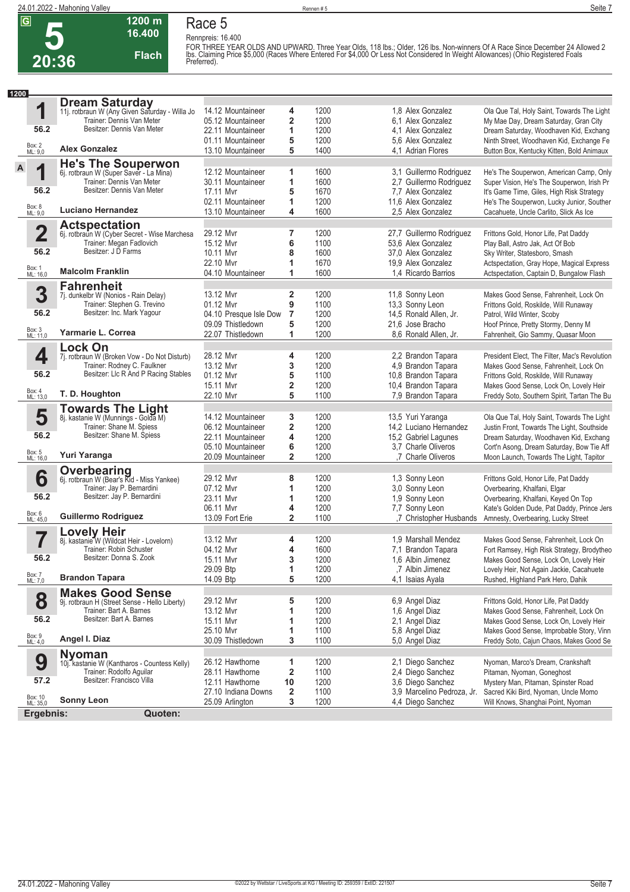# Race 5

**5** | 20:36 | 1200 m | 16.400 | Flach

Rennpreis: 16.400

FOR THREE YEAR OLDS AND UPWARD. Three Year Olds, 118 lbs.; Older, 126 lbs. Non-winners Of A Race Since December 24 Allowed 2 lbs. Claiming Price $5,000 (Races Where Entered For $4,000 Or Less Not Considered In Weight Allowances) (Ohio Registered Foals Preferred).

**1200**

## 1 Dream Saturday
11j. rotbraun W (Any Given Saturday - Willa Jo)
Trainer: Dennis Van Meter
Besitzer: Dennis Van Meter
56.2 | Box: 2 | ML: 9,0
**Alex Gonzalez**

| Datum | Bahn | Platz | Distanz | Quote | Jockey | Einlauf |
|---|---|---|---|---|---|---|
| 14.12 | Mountaineer | 4 | 1200 | 1,8 | Alex Gonzalez | Ola Que Tal, Holy Saint, Towards The Light |
| 05.12 | Mountaineer | 2 | 1200 | 6,1 | Alex Gonzalez | My Mae Day, Dream Saturday, Gran City |
| 22.11 | Mountaineer | 1 | 1200 | 4,1 | Alex Gonzalez | Dream Saturday, Woodhaven Kid, Exchang |
| 01.11 | Mountaineer | 5 | 1200 | 5,6 | Alex Gonzalez | Ninth Street, Woodhaven Kid, Exchange Fe |
| 13.10 | Mountaineer | 5 | 1400 | 4,1 | Adrian Flores | Button Box, Kentucky Kitten, Bold Animaux |

## A 1 He's The Souperwon
6j. rotbraun W (Super Saver - La Mina)
Trainer: Dennis Van Meter
Besitzer: Dennis Van Meter
56.2 | Box: 8 | ML: 9,0
**Luciano Hernandez**

| Datum | Bahn | Platz | Distanz | Quote | Jockey | Einlauf |
|---|---|---|---|---|---|---|
| 12.12 | Mountaineer | 1 | 1600 | 3,1 | Guillermo Rodriguez | He's The Souperwon, American Camp, Only |
| 30.11 | Mountaineer | 1 | 1600 | 2,7 | Guillermo Rodriguez | Super Vision, He's The Souperwon, Irish Pr |
| 17.11 | Mvr | 5 | 1670 | 7,7 | Alex Gonzalez | It's Game Time, Giles, High Risk Strategy |
| 02.11 | Mountaineer | 1 | 1200 | 11,6 | Alex Gonzalez | He's The Souperwon, Lucky Junior, Souther |
| 13.10 | Mountaineer | 4 | 1600 | 2,5 | Alex Gonzalez | Cacahuete, Uncle Carlito, Slick As Ice |

## 2 Actspectation
6j. rotbraun W (Cyber Secret - Wise Marchesa)
Trainer: Megan Fadlovich
Besitzer: J D Farms
56.2 | Box: 1 | ML: 16,0
**Malcolm Franklin**

| Datum | Bahn | Platz | Distanz | Quote | Jockey | Einlauf |
|---|---|---|---|---|---|---|
| 29.12 | Mvr | 7 | 1200 | 27,7 | Guillermo Rodriguez | Frittons Gold, Honor Life, Pat Daddy |
| 15.12 | Mvr | 6 | 1100 | 53,6 | Alex Gonzalez | Play Ball, Astro Jak, Act Of Bob |
| 10.11 | Mvr | 8 | 1600 | 37,0 | Alex Gonzalez | Sky Writer, Statesboro, Smash |
| 22.10 | Mvr | 1 | 1670 | 19,9 | Alex Gonzalez | Actspectation, Gray Hope, Magical Express |
| 04.10 | Mountaineer | 1 | 1600 | 1,4 | Ricardo Barrios | Actspectation, Captain D, Bungalow Flash |

## 3 Fahrenheit
7j. dunkelbr W (Nonios - Rain Delay)
Trainer: Stephen G. Trevino
Besitzer: Inc. Mark Yagour
56.2 | Box: 3 | ML: 11,0
**Yarmarie L. Correa**

| Datum | Bahn | Platz | Distanz | Quote | Jockey | Einlauf |
|---|---|---|---|---|---|---|
| 13.12 | Mvr | 2 | 1200 | 11,8 | Sonny Leon | Makes Good Sense, Fahrenheit, Lock On |
| 01.12 | Mvr | 9 | 1100 | 13,3 | Sonny Leon | Frittons Gold, Roskilde, Will Runaway |
| 04.10 | Presque Isle Dow | 7 | 1200 | 14,5 | Ronald Allen, Jr. | Patrol, Wild Winter, Scoby |
| 09.09 | Thistledown | 5 | 1200 | 21,6 | Jose Bracho | Hoof Prince, Pretty Stormy, Denny M |
| 22.07 | Thistledown | 1 | 1200 | 8,6 | Ronald Allen, Jr. | Fahrenheit, Gio Sammy, Quasar Moon |

## 4 Lock On
7j. rotbraun W (Broken Vow - Do Not Disturb)
Trainer: Rodney C. Faulkner
Besitzer: Llc R And P Racing Stables
56.2 | Box: 4 | ML: 13,0
**T. D. Houghton**

| Datum | Bahn | Platz | Distanz | Quote | Jockey | Einlauf |
|---|---|---|---|---|---|---|
| 28.12 | Mvr | 4 | 1200 | 2,2 | Brandon Tapara | President Elect, The Filter, Mac's Revolution |
| 13.12 | Mvr | 3 | 1200 | 4,9 | Brandon Tapara | Makes Good Sense, Fahrenheit, Lock On |
| 01.12 | Mvr | 5 | 1100 | 10,8 | Brandon Tapara | Frittons Gold, Roskilde, Will Runaway |
| 15.11 | Mvr | 2 | 1200 | 10,4 | Brandon Tapara | Makes Good Sense, Lock On, Lovely Heir |
| 22.10 | Mvr | 5 | 1100 | 7,9 | Brandon Tapara | Freddy Soto, Southern Spirit, Tartan The Bu |

## 5 Towards The Light
8j. kastanie W (Munnings - Golda M)
Trainer: Shane M. Spiess
Besitzer: Shane M. Spiess
56.2 | Box: 5 | ML: 16,0
**Yuri Yaranga**

| Datum | Bahn | Platz | Distanz | Quote | Jockey | Einlauf |
|---|---|---|---|---|---|---|
| 14.12 | Mountaineer | 3 | 1200 | 13,5 | Yuri Yaranga | Ola Que Tal, Holy Saint, Towards The Light |
| 06.12 | Mountaineer | 2 | 1200 | 14,2 | Luciano Hernandez | Justin Front, Towards The Light, Southside |
| 22.11 | Mountaineer | 4 | 1200 | 15,2 | Gabriel Lagunes | Dream Saturday, Woodhaven Kid, Exchang |
| 05.10 | Mountaineer | 6 | 1200 | 3,7 | Charle Oliveros | Cort'n Asong, Dream Saturday, Bow Tie Aff |
| 20.09 | Mountaineer | 2 | 1200 | ,7 | Charle Oliveros | Moon Launch, Towards The Light, Tapitor |

## 6 Overbearing
6j. rotbraun W (Bear's Kid - Miss Yankee)
Trainer: Jay P. Bernardini
Besitzer: Jay P. Bernardini
56.2 | Box: 6 | ML: 45,0
**Guillermo Rodriguez**

| Datum | Bahn | Platz | Distanz | Quote | Jockey | Einlauf |
|---|---|---|---|---|---|---|
| 29.12 | Mvr | 8 | 1200 | 1,3 | Sonny Leon | Frittons Gold, Honor Life, Pat Daddy |
| 07.12 | Mvr | 1 | 1200 | 3,0 | Sonny Leon | Overbearing, Khalfani, Elgar |
| 23.11 | Mvr | 1 | 1200 | 1,9 | Sonny Leon | Overbearing, Khalfani, Keyed On Top |
| 06.11 | Mvr | 4 | 1200 | 7,7 | Sonny Leon | Kate's Golden Dude, Pat Daddy, Prince Jers |
| 13.09 | Fort Erie | 2 | 1100 | ,7 | Christopher Husbands | Amnesty, Overbearing, Lucky Street |

## 7 Lovely Heir
8j. kastanie W (Wildcat Heir - Lovelorn)
Trainer: Robin Schuster
Besitzer: Donna S. Zook
56.2 | Box: 7 | ML: 7,0
**Brandon Tapara**

| Datum | Bahn | Platz | Distanz | Quote | Jockey | Einlauf |
|---|---|---|---|---|---|---|
| 13.12 | Mvr | 4 | 1200 | 1,9 | Marshall Mendez | Makes Good Sense, Fahrenheit, Lock On |
| 04.12 | Mvr | 4 | 1600 | 7,1 | Brandon Tapara | Fort Ramsey, High Risk Strategy, Brodytheo |
| 15.11 | Mvr | 3 | 1200 | 1,6 | Albin Jimenez | Makes Good Sense, Lock On, Lovely Heir |
| 29.09 | Btp | 1 | 1200 | ,7 | Albin Jimenez | Lovely Heir, Not Again Jackie, Cacahuete |
| 14.09 | Btp | 5 | 1200 | 4,1 | Isaias Ayala | Rushed, Highland Park Hero, Dahik |

## 8 Makes Good Sense
9j. rotbraun H (Street Sense - Hello Liberty)
Trainer: Bart A. Barnes
Besitzer: Bart A. Barnes
56.2 | Box: 9 | ML: 4,0
**Angel I. Diaz**

| Datum | Bahn | Platz | Distanz | Quote | Jockey | Einlauf |
|---|---|---|---|---|---|---|
| 29.12 | Mvr | 5 | 1200 | 6,9 | Angel Diaz | Frittons Gold, Honor Life, Pat Daddy |
| 13.12 | Mvr | 1 | 1200 | 1,6 | Angel Diaz | Makes Good Sense, Fahrenheit, Lock On |
| 15.11 | Mvr | 1 | 1200 | 2,1 | Angel Diaz | Makes Good Sense, Lock On, Lovely Heir |
| 25.10 | Mvr | 1 | 1100 | 5,8 | Angel Diaz | Makes Good Sense, Improbable Story, Vinn |
| 30.09 | Thistledown | 3 | 1100 | 5,0 | Angel Diaz | Freddy Soto, Cajun Chaos, Makes Good Se |

## 9 Nyoman
10j. kastanie W (Kantharos - Countess Kelly)
Trainer: Rodolfo Aguilar
Besitzer: Francisco Villa
57.2 | Box: 10 | ML: 35,0
**Sonny Leon**

| Datum | Bahn | Platz | Distanz | Quote | Jockey | Einlauf |
|---|---|---|---|---|---|---|
| 26.12 | Hawthorne | 1 | 1200 | 2,1 | Diego Sanchez | Nyoman, Marco's Dream, Crankshaft |
| 28.11 | Hawthorne | 2 | 1100 | 2,4 | Diego Sanchez | Pitaman, Nyoman, Goneghost |
| 12.11 | Hawthorne | 10 | 1200 | 3,6 | Diego Sanchez | Mystery Man, Pitaman, Spinster Road |
| 27.10 | Indiana Downs | 2 | 1100 | 3,9 | Marcelino Pedroza, Jr. | Sacred Kiki Bird, Nyoman, Uncle Momo |
| 25.09 | Arlington | 3 | 1200 | 4,4 | Diego Sanchez | Will Knows, Shanghai Point, Nyoman |

**Ergebnis:** **Quoten:**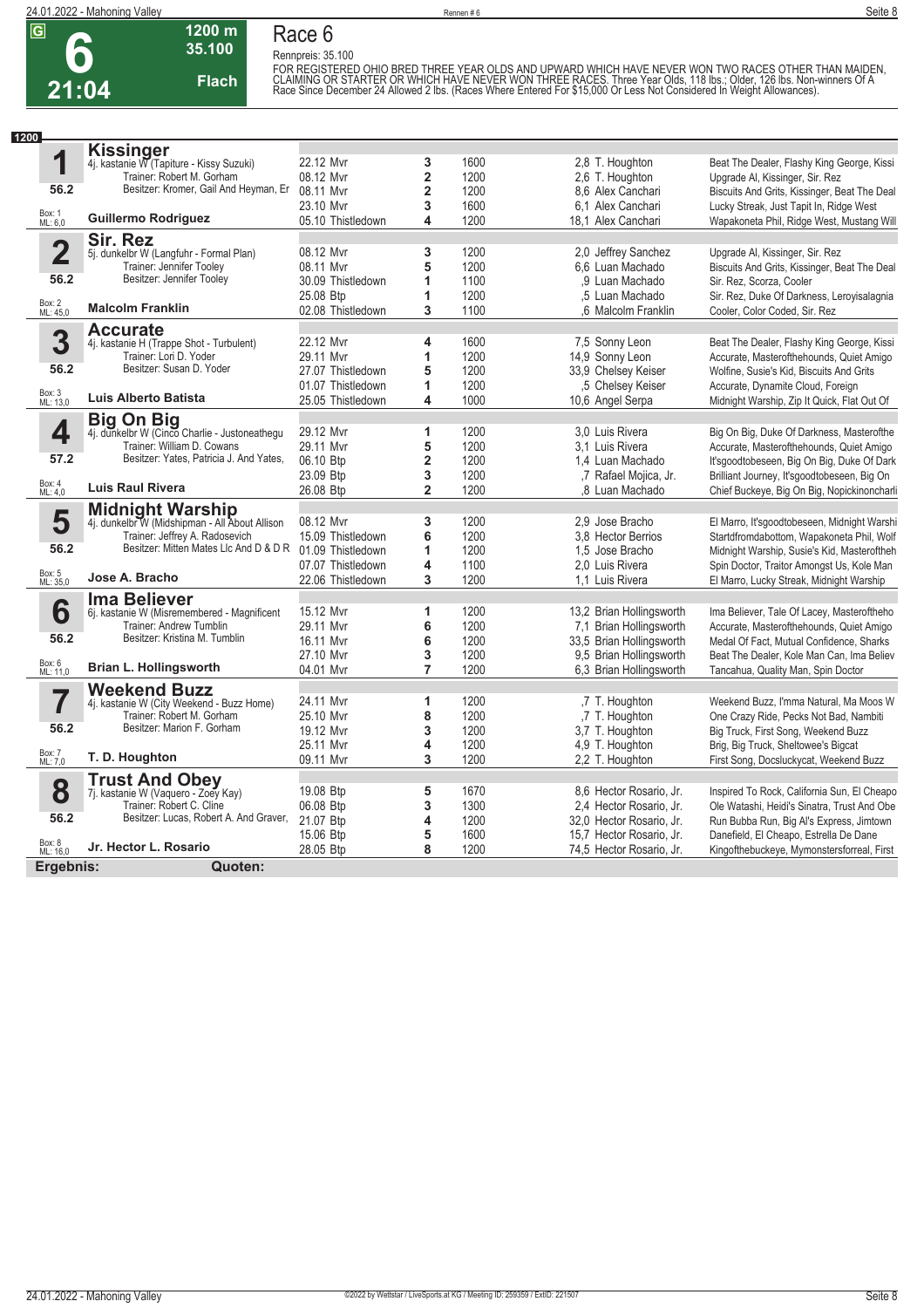# Race 6

**6** | **21:04** | 1200 m | 35.100 | Flach

Rennpreis: 35.100

FOR REGISTERED OHIO BRED THREE YEAR OLDS AND UPWARD WHICH HAVE NEVER WON TWO RACES OTHER THAN MAIDEN, CLAIMING OR STARTER OR WHICH HAVE NEVER WON THREE RACES. Three Year Olds, 118 lbs.; Older, 126 lbs. Non-winners Of A Race Since December 24 Allowed 2 lbs. (Races Where Entered For $15,000 Or Less Not Considered In Weight Allowances).

**1200**

## 1 Kissinger
4j. kastanie W (Tapiture - Kissy Suzuki)
Trainer: Robert M. Gorham
Besitzer: Kromer, Gail And Heyman, Er
56.2 — Box: 1 — ML: 6,0
**Guillermo Rodriguez**

| Datum | Bahn | Platz | Distanz | Quote / Jockey | Einlauf |
|---|---|---|---|---|---|
| 22.12 | Mvr | 3 | 1600 | 2,8 T. Houghton | Beat The Dealer, Flashy King George, Kissi |
| 08.12 | Mvr | 2 | 1200 | 2,6 T. Houghton | Upgrade Al, Kissinger, Sir. Rez |
| 08.11 | Mvr | 2 | 1200 | 8,6 Alex Canchari | Biscuits And Grits, Kissinger, Beat The Deal |
| 23.10 | Mvr | 3 | 1600 | 6,1 Alex Canchari | Lucky Streak, Just Tapit In, Ridge West |
| 05.10 | Thistledown | 4 | 1200 | 18,1 Alex Canchari | Wapakoneta Phil, Ridge West, Mustang Will |

## 2 Sir. Rez
5j. dunkelbr W (Langfuhr - Formal Plan)
Trainer: Jennifer Tooley
Besitzer: Jennifer Tooley
56.2 — Box: 2 — ML: 45,0
**Malcolm Franklin**

| Datum | Bahn | Platz | Distanz | Quote / Jockey | Einlauf |
|---|---|---|---|---|---|
| 08.12 | Mvr | 3 | 1200 | 2,0 Jeffrey Sanchez | Upgrade Al, Kissinger, Sir. Rez |
| 08.11 | Mvr | 5 | 1200 | 6,6 Luan Machado | Biscuits And Grits, Kissinger, Beat The Deal |
| 30.09 | Thistledown | 1 | 1100 | ,9 Luan Machado | Sir. Rez, Scorza, Cooler |
| 25.08 | Btp | 1 | 1200 | ,5 Luan Machado | Sir. Rez, Duke Of Darkness, Leroyisalagnia |
| 02.08 | Thistledown | 3 | 1100 | ,6 Malcolm Franklin | Cooler, Color Coded, Sir. Rez |

## 3 Accurate
4j. kastanie H (Trappe Shot - Turbulent)
Trainer: Lori D. Yoder
Besitzer: Susan D. Yoder
56.2 — Box: 3 — ML: 13,0
**Luis Alberto Batista**

| Datum | Bahn | Platz | Distanz | Quote / Jockey | Einlauf |
|---|---|---|---|---|---|
| 22.12 | Mvr | 4 | 1600 | 7,5 Sonny Leon | Beat The Dealer, Flashy King George, Kissi |
| 29.11 | Mvr | 1 | 1200 | 14,9 Sonny Leon | Accurate, Masterofthehounds, Quiet Amigo |
| 27.07 | Thistledown | 5 | 1200 | 33,9 Chelsey Keiser | Wolfine, Susie's Kid, Biscuits And Grits |
| 01.07 | Thistledown | 1 | 1200 | ,5 Chelsey Keiser | Accurate, Dynamite Cloud, Foreign |
| 25.05 | Thistledown | 4 | 1000 | 10,6 Angel Serpa | Midnight Warship, Zip It Quick, Flat Out Of |

## 4 Big On Big
4j. dunkelbr W (Cinco Charlie - Justoneathegu
Trainer: William D. Cowans
Besitzer: Yates, Patricia J. And Yates,
57.2 — Box: 4 — ML: 4,0
**Luis Raul Rivera**

| Datum | Bahn | Platz | Distanz | Quote / Jockey | Einlauf |
|---|---|---|---|---|---|
| 29.12 | Mvr | 1 | 1200 | 3,0 Luis Rivera | Big On Big, Duke Of Darkness, Masterofthe |
| 29.11 | Mvr | 5 | 1200 | 3,1 Luis Rivera | Accurate, Masterofthehounds, Quiet Amigo |
| 06.10 | Btp | 2 | 1200 | 1,4 Luan Machado | It'sgoodtobeseen, Big On Big, Duke Of Dark |
| 23.09 | Btp | 3 | 1200 | ,7 Rafael Mojica, Jr. | Brilliant Journey, It'sgoodtobeseen, Big On |
| 26.08 | Btp | 2 | 1200 | ,8 Luan Machado | Chief Buckeye, Big On Big, Nopickinoncharli |

## 5 Midnight Warship
4j. dunkelbr W (Midshipman - All About Allison
Trainer: Jeffrey A. Radosevich
Besitzer: Mitten Mates Llc And D & D R
56.2 — Box: 5 — ML: 35,0
**Jose A. Bracho**

| Datum | Bahn | Platz | Distanz | Quote / Jockey | Einlauf |
|---|---|---|---|---|---|
| 08.12 | Mvr | 3 | 1200 | 2,9 Jose Bracho | El Marro, It'sgoodtobeseen, Midnight Warshi |
| 15.09 | Thistledown | 6 | 1200 | 3,8 Hector Berrios | Startdfromdabottom, Wapakoneta Phil, Wolf |
| 01.09 | Thistledown | 1 | 1200 | 1,5 Jose Bracho | Midnight Warship, Susie's Kid, Masteroftheh |
| 07.07 | Thistledown | 4 | 1100 | 2,0 Luis Rivera | Spin Doctor, Traitor Amongst Us, Kole Man |
| 22.06 | Thistledown | 3 | 1200 | 1,1 Luis Rivera | El Marro, Lucky Streak, Midnight Warship |

## 6 Ima Believer
6j. kastanie W (Misremembered - Magnificent
Trainer: Andrew Tumblin
Besitzer: Kristina M. Tumblin
56.2 — Box: 6 — ML: 11,0
**Brian L. Hollingsworth**

| Datum | Bahn | Platz | Distanz | Quote / Jockey | Einlauf |
|---|---|---|---|---|---|
| 15.12 | Mvr | 1 | 1200 | 13,2 Brian Hollingsworth | Ima Believer, Tale Of Lacey, Masteroftheho |
| 29.11 | Mvr | 6 | 1200 | 7,1 Brian Hollingsworth | Accurate, Masterofthehounds, Quiet Amigo |
| 16.11 | Mvr | 6 | 1200 | 33,5 Brian Hollingsworth | Medal Of Fact, Mutual Confidence, Sharks |
| 27.10 | Mvr | 3 | 1200 | 9,5 Brian Hollingsworth | Beat The Dealer, Kole Man Can, Ima Believ |
| 04.01 | Mvr | 7 | 1200 | 6,3 Brian Hollingsworth | Tancahua, Quality Man, Spin Doctor |

## 7 Weekend Buzz
4j. kastanie W (City Weekend - Buzz Home)
Trainer: Robert M. Gorham
Besitzer: Marion F. Gorham
56.2 — Box: 7 — ML: 7,0
**T. D. Houghton**

| Datum | Bahn | Platz | Distanz | Quote / Jockey | Einlauf |
|---|---|---|---|---|---|
| 24.11 | Mvr | 1 | 1200 | ,7 T. Houghton | Weekend Buzz, I'mma Natural, Ma Moos W |
| 25.10 | Mvr | 8 | 1200 | ,7 T. Houghton | One Crazy Ride, Pecks Not Bad, Nambiti |
| 19.12 | Mvr | 3 | 1200 | 3,7 T. Houghton | Big Truck, First Song, Weekend Buzz |
| 25.11 | Mvr | 4 | 1200 | 4,9 T. Houghton | Brig, Big Truck, Sheltowee's Bigcat |
| 09.11 | Mvr | 3 | 1200 | 2,2 T. Houghton | First Song, Docsluckycat, Weekend Buzz |

## 8 Trust And Obey
7j. kastanie W (Vaquero - Zoey Kay)
Trainer: Robert C. Cline
Besitzer: Lucas, Robert A. And Graver,
56.2 — Box: 8 — ML: 16,0
**Jr. Hector L. Rosario**

| Datum | Bahn | Platz | Distanz | Quote / Jockey | Einlauf |
|---|---|---|---|---|---|
| 19.08 | Btp | 5 | 1670 | 8,6 Hector Rosario, Jr. | Inspired To Rock, California Sun, El Cheapo |
| 06.08 | Btp | 3 | 1300 | 2,4 Hector Rosario, Jr. | Ole Watashi, Heidi's Sinatra, Trust And Obe |
| 21.07 | Btp | 4 | 1200 | 32,0 Hector Rosario, Jr. | Run Bubba Run, Big Al's Express, Jimtown |
| 15.06 | Btp | 5 | 1600 | 15,7 Hector Rosario, Jr. | Danefield, El Cheapo, Estrella De Dane |
| 28.05 | Btp | 8 | 1200 | 74,5 Hector Rosario, Jr. | Kingofthebuckeye, Mymonstersforreal, First |

**Ergebnis:** **Quoten:**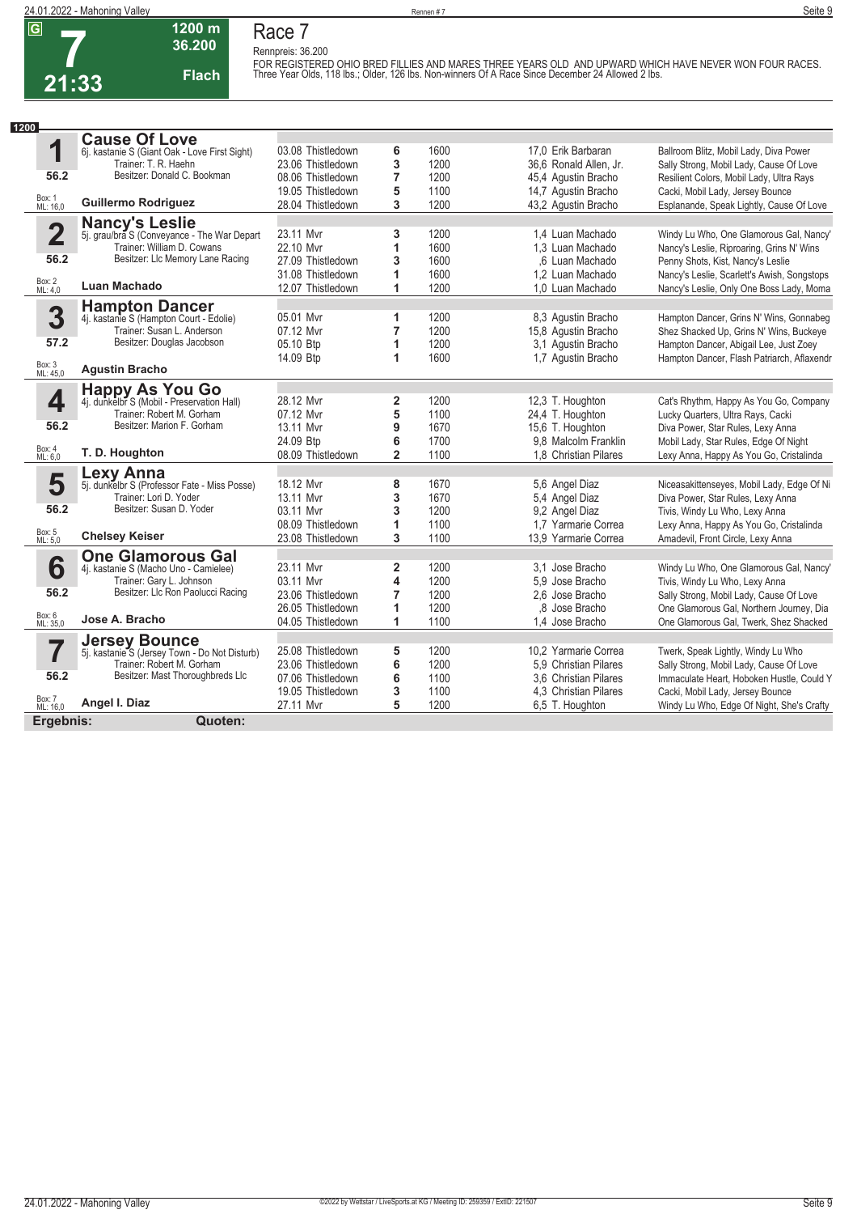# 7

**21:33**

**1200 m**
**36.200**
**Flach**

## Race 7

Rennpreis: 36.200

FOR REGISTERED OHIO BRED FILLIES AND MARES THREE YEARS OLD AND UPWARD WHICH HAVE NEVER WON FOUR RACES. Three Year Olds, 118 lbs.; Older, 126 lbs. Non-winners Of A Race Since December 24 Allowed 2 lbs.

**1200**

### 1 Cause Of Love
6j. kastanie S (Giant Oak - Love First Sight)
Trainer: T. R. Haehn
Besitzer: Donald C. Bookman
56.2
Box: 1
ML: 16,0
**Guillermo Rodriguez**

| Datum | Bahn | Platz | Distanz | Quote / Jockey | Einlauf |
|---|---|---|---|---|---|
| 03.08 | Thistledown | 6 | 1600 | 17,0 Erik Barbaran | Ballroom Blitz, Mobil Lady, Diva Power |
| 23.06 | Thistledown | 3 | 1200 | 36,6 Ronald Allen, Jr. | Sally Strong, Mobil Lady, Cause Of Love |
| 08.06 | Thistledown | 7 | 1200 | 45,4 Agustin Bracho | Resilient Colors, Mobil Lady, Ultra Rays |
| 19.05 | Thistledown | 5 | 1100 | 14,7 Agustin Bracho | Cacki, Mobil Lady, Jersey Bounce |
| 28.04 | Thistledown | 3 | 1200 | 43,2 Agustin Bracho | Esplanande, Speak Lightly, Cause Of Love |

### 2 Nancy's Leslie
5j. grau/bra S (Conveyance - The War Depart
Trainer: William D. Cowans
Besitzer: Llc Memory Lane Racing
56.2
Box: 2
ML: 4,0
**Luan Machado**

| Datum | Bahn | Platz | Distanz | Quote / Jockey | Einlauf |
|---|---|---|---|---|---|
| 23.11 | Mvr | 3 | 1200 | 1,4 Luan Machado | Windy Lu Who, One Glamorous Gal, Nancy' |
| 22.10 | Mvr | 1 | 1600 | 1,3 Luan Machado | Nancy's Leslie, Riproaring, Grins N' Wins |
| 27.09 | Thistledown | 3 | 1600 | ,6 Luan Machado | Penny Shots, Kist, Nancy's Leslie |
| 31.08 | Thistledown | 1 | 1600 | 1,2 Luan Machado | Nancy's Leslie, Scarlett's Awish, Songstops |
| 12.07 | Thistledown | 1 | 1200 | 1,0 Luan Machado | Nancy's Leslie, Only One Boss Lady, Moma |

### 3 Hampton Dancer
4j. kastanie S (Hampton Court - Edolie)
Trainer: Susan L. Anderson
Besitzer: Douglas Jacobson
57.2
Box: 3
ML: 45,0
**Agustin Bracho**

| Datum | Bahn | Platz | Distanz | Quote / Jockey | Einlauf |
|---|---|---|---|---|---|
| 05.01 | Mvr | 1 | 1200 | 8,3 Agustin Bracho | Hampton Dancer, Grins N' Wins, Gonnabeg |
| 07.12 | Mvr | 7 | 1200 | 15,8 Agustin Bracho | Shez Shacked Up, Grins N' Wins, Buckeye |
| 05.10 | Btp | 1 | 1200 | 3,1 Agustin Bracho | Hampton Dancer, Abigail Lee, Just Zoey |
| 14.09 | Btp | 1 | 1600 | 1,7 Agustin Bracho | Hampton Dancer, Flash Patriarch, Aflaxendr |

### 4 Happy As You Go
4j. dunkelbr S (Mobil - Preservation Hall)
Trainer: Robert M. Gorham
Besitzer: Marion F. Gorham
56.2
Box: 4
ML: 6,0
**T. D. Houghton**

| Datum | Bahn | Platz | Distanz | Quote / Jockey | Einlauf |
|---|---|---|---|---|---|
| 28.12 | Mvr | 2 | 1200 | 12,3 T. Houghton | Cat's Rhythm, Happy As You Go, Company |
| 07.12 | Mvr | 5 | 1100 | 24,4 T. Houghton | Lucky Quarters, Ultra Rays, Cacki |
| 13.11 | Mvr | 9 | 1670 | 15,6 T. Houghton | Diva Power, Star Rules, Lexy Anna |
| 24.09 | Btp | 6 | 1700 | 9,8 Malcolm Franklin | Mobil Lady, Star Rules, Edge Of Night |
| 08.09 | Thistledown | 2 | 1100 | 1,8 Christian Pilares | Lexy Anna, Happy As You Go, Cristalinda |

### 5 Lexy Anna
5j. dunkelbr S (Professor Fate - Miss Posse)
Trainer: Lori D. Yoder
Besitzer: Susan D. Yoder
56.2
Box: 5
ML: 5,0
**Chelsey Keiser**

| Datum | Bahn | Platz | Distanz | Quote / Jockey | Einlauf |
|---|---|---|---|---|---|
| 18.12 | Mvr | 8 | 1670 | 5,6 Angel Diaz | Niceasakittenseyes, Mobil Lady, Edge Of Ni |
| 13.11 | Mvr | 3 | 1670 | 5,4 Angel Diaz | Diva Power, Star Rules, Lexy Anna |
| 03.11 | Mvr | 3 | 1200 | 9,2 Angel Diaz | Tivis, Windy Lu Who, Lexy Anna |
| 08.09 | Thistledown | 1 | 1100 | 1,7 Yarmarie Correa | Lexy Anna, Happy As You Go, Cristalinda |
| 23.08 | Thistledown | 3 | 1100 | 13,9 Yarmarie Correa | Amadevil, Front Circle, Lexy Anna |

### 6 One Glamorous Gal
4j. kastanie S (Macho Uno - Camielee)
Trainer: Gary L. Johnson
Besitzer: Llc Ron Paolucci Racing
56.2
Box: 6
ML: 35,0
**Jose A. Bracho**

| Datum | Bahn | Platz | Distanz | Quote / Jockey | Einlauf |
|---|---|---|---|---|---|
| 23.11 | Mvr | 2 | 1200 | 3,1 Jose Bracho | Windy Lu Who, One Glamorous Gal, Nancy' |
| 03.11 | Mvr | 4 | 1200 | 5,9 Jose Bracho | Tivis, Windy Lu Who, Lexy Anna |
| 23.06 | Thistledown | 7 | 1200 | 2,6 Jose Bracho | Sally Strong, Mobil Lady, Cause Of Love |
| 26.05 | Thistledown | 1 | 1200 | ,8 Jose Bracho | One Glamorous Gal, Northern Journey, Dia |
| 04.05 | Thistledown | 1 | 1100 | 1,4 Jose Bracho | One Glamorous Gal, Twerk, Shez Shacked |

### 7 Jersey Bounce
5j. kastanie S (Jersey Town - Do Not Disturb)
Trainer: Robert M. Gorham
Besitzer: Mast Thoroughbreds Llc
56.2
Box: 7
ML: 16,0
**Angel I. Diaz**

| Datum | Bahn | Platz | Distanz | Quote / Jockey | Einlauf |
|---|---|---|---|---|---|
| 25.08 | Thistledown | 5 | 1200 | 10,2 Yarmarie Correa | Twerk, Speak Lightly, Windy Lu Who |
| 23.06 | Thistledown | 6 | 1200 | 5,9 Christian Pilares | Sally Strong, Mobil Lady, Cause Of Love |
| 07.06 | Thistledown | 6 | 1100 | 3,6 Christian Pilares | Immaculate Heart, Hoboken Hustle, Could Y |
| 19.05 | Thistledown | 3 | 1100 | 4,3 Christian Pilares | Cacki, Mobil Lady, Jersey Bounce |
| 27.11 | Mvr | 5 | 1200 | 6,5 T. Houghton | Windy Lu Who, Edge Of Night, She's Crafty |

**Ergebnis:** **Quoten:**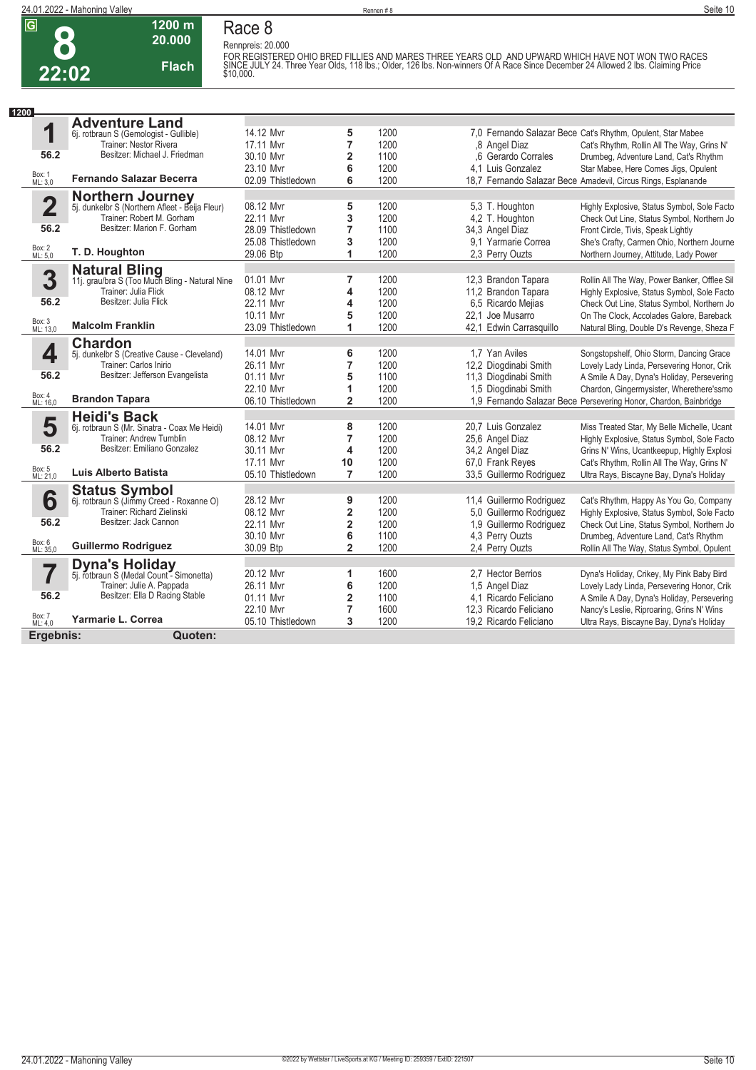# Race 8

**8** — 22:02 — 1200 m — 20.000 — Flach

Rennpreis: 20.000

FOR REGISTERED OHIO BRED FILLIES AND MARES THREE YEARS OLD AND UPWARD WHICH HAVE NOT WON TWO RACES SINCE JULY 24. Three Year Olds, 118 lbs.; Older, 126 lbs. Non-winners Of A Race Since December 24 Allowed 2 lbs. Claiming Price $10,000.

**1200**

## 1 Adventure Land
6j. rotbraun S (Gemologist - Gullible)
Trainer: Nestor Rivera
Besitzer: Michael J. Friedman
56.2
Box: 1, ML: 3,0
**Fernando Salazar Becerra**

| Datum | Platz | Distanz | Quote / Jockey | Erste drei |
|---|---|---|---|---|
| 14.12 Mvr | 5 | 1200 | 7,0 Fernando Salazar Bece | Cat's Rhythm, Opulent, Star Mabee |
| 17.11 Mvr | 7 | 1200 | ,8 Angel Diaz | Cat's Rhythm, Rollin All The Way, Grins N' |
| 30.10 Mvr | 2 | 1100 | ,6 Gerardo Corrales | Drumbeg, Adventure Land, Cat's Rhythm |
| 23.10 Mvr | 6 | 1200 | 4,1 Luis Gonzalez | Star Mabee, Here Comes Jigs, Opulent |
| 02.09 Thistledown | 6 | 1200 | 18,7 Fernando Salazar Bece | Amadevil, Circus Rings, Esplanande |

## 2 Northern Journey
5j. dunkelbr S (Northern Afleet - Beija Fleur)
Trainer: Robert M. Gorham
Besitzer: Marion F. Gorham
56.2
Box: 2, ML: 5,0
**T. D. Houghton**

| Datum | Platz | Distanz | Quote / Jockey | Erste drei |
|---|---|---|---|---|
| 08.12 Mvr | 5 | 1200 | 5,3 T. Houghton | Highly Explosive, Status Symbol, Sole Facto |
| 22.11 Mvr | 3 | 1200 | 4,2 T. Houghton | Check Out Line, Status Symbol, Northern Jo |
| 28.09 Thistledown | 7 | 1100 | 34,3 Angel Diaz | Front Circle, Tivis, Speak Lightly |
| 25.08 Thistledown | 3 | 1200 | 9,1 Yarmarie Correa | She's Crafty, Carmen Ohio, Northern Journe |
| 29.06 Btp | 1 | 1200 | 2,3 Perry Ouzts | Northern Journey, Attitude, Lady Power |

## 3 Natural Bling
11j. grau/bra S (Too Much Bling - Natural Nine
Trainer: Julia Flick
Besitzer: Julia Flick
56.2
Box: 3, ML: 13,0
**Malcolm Franklin**

| Datum | Platz | Distanz | Quote / Jockey | Erste drei |
|---|---|---|---|---|
| 01.01 Mvr | 7 | 1200 | 12,3 Brandon Tapara | Rollin All The Way, Power Banker, Offlee Sil |
| 08.12 Mvr | 4 | 1200 | 11,2 Brandon Tapara | Highly Explosive, Status Symbol, Sole Facto |
| 22.11 Mvr | 4 | 1200 | 6,5 Ricardo Mejias | Check Out Line, Status Symbol, Northern Jo |
| 10.11 Mvr | 5 | 1200 | 22,1 Joe Musarro | On The Clock, Accolades Galore, Bareback |
| 23.09 Thistledown | 1 | 1200 | 42,1 Edwin Carrasquillo | Natural Bling, Double D's Revenge, Sheza F |

## 4 Chardon
5j. dunkelbr S (Creative Cause - Cleveland)
Trainer: Carlos Inirio
Besitzer: Jefferson Evangelista
56.2
Box: 4, ML: 16,0
**Brandon Tapara**

| Datum | Platz | Distanz | Quote / Jockey | Erste drei |
|---|---|---|---|---|
| 14.01 Mvr | 6 | 1200 | 1,7 Yan Aviles | Songstopshelf, Ohio Storm, Dancing Grace |
| 26.11 Mvr | 7 | 1200 | 12,2 Diogdinabi Smith | Lovely Lady Linda, Persevering Honor, Crik |
| 01.11 Mvr | 5 | 1100 | 11,3 Diogdinabi Smith | A Smile A Day, Dyna's Holiday, Persevering |
| 22.10 Mvr | 1 | 1200 | 1,5 Diogdinabi Smith | Chardon, Gingermysister, Wherethere'ssmo |
| 06.10 Thistledown | 2 | 1200 | 1,9 Fernando Salazar Bece | Persevering Honor, Chardon, Bainbridge |

## 5 Heidi's Back
6j. rotbraun S (Mr. Sinatra - Coax Me Heidi)
Trainer: Andrew Tumblin
Besitzer: Emiliano Gonzalez
56.2
Box: 5, ML: 21,0
**Luis Alberto Batista**

| Datum | Platz | Distanz | Quote / Jockey | Erste drei |
|---|---|---|---|---|
| 14.01 Mvr | 8 | 1200 | 20,7 Luis Gonzalez | Miss Treated Star, My Belle Michelle, Ucant |
| 08.12 Mvr | 7 | 1200 | 25,6 Angel Diaz | Highly Explosive, Status Symbol, Sole Facto |
| 30.11 Mvr | 4 | 1200 | 34,2 Angel Diaz | Grins N' Wins, Ucantkeepup, Highly Explosi |
| 17.11 Mvr | 10 | 1200 | 67,0 Frank Reyes | Cat's Rhythm, Rollin All The Way, Grins N' |
| 05.10 Thistledown | 7 | 1200 | 33,5 Guillermo Rodriguez | Ultra Rays, Biscayne Bay, Dyna's Holiday |

## 6 Status Symbol
6j. rotbraun S (Jimmy Creed - Roxanne O)
Trainer: Richard Zielinski
Besitzer: Jack Cannon
56.2
Box: 6, ML: 35,0
**Guillermo Rodriguez**

| Datum | Platz | Distanz | Quote / Jockey | Erste drei |
|---|---|---|---|---|
| 28.12 Mvr | 9 | 1200 | 11,4 Guillermo Rodriguez | Cat's Rhythm, Happy As You Go, Company |
| 08.12 Mvr | 2 | 1200 | 5,0 Guillermo Rodriguez | Highly Explosive, Status Symbol, Sole Facto |
| 22.11 Mvr | 2 | 1200 | 1,9 Guillermo Rodriguez | Check Out Line, Status Symbol, Northern Jo |
| 30.10 Mvr | 6 | 1100 | 4,3 Perry Ouzts | Drumbeg, Adventure Land, Cat's Rhythm |
| 30.09 Btp | 2 | 1200 | 2,4 Perry Ouzts | Rollin All The Way, Status Symbol, Opulent |

## 7 Dyna's Holiday
5j. rotbraun S (Medal Count - Simonetta)
Trainer: Julie A. Pappada
Besitzer: Ella D Racing Stable
56.2
Box: 7, ML: 4,0
**Yarmarie L. Correa**

| Datum | Platz | Distanz | Quote / Jockey | Erste drei |
|---|---|---|---|---|
| 20.12 Mvr | 1 | 1600 | 2,7 Hector Berrios | Dyna's Holiday, Crikey, My Pink Baby Bird |
| 26.11 Mvr | 6 | 1200 | 1,5 Angel Diaz | Lovely Lady Linda, Persevering Honor, Crik |
| 01.11 Mvr | 2 | 1100 | 4,1 Ricardo Feliciano | A Smile A Day, Dyna's Holiday, Persevering |
| 22.10 Mvr | 7 | 1600 | 12,3 Ricardo Feliciano | Nancy's Leslie, Riproaring, Grins N' Wins |
| 05.10 Thistledown | 3 | 1200 | 19,2 Ricardo Feliciano | Ultra Rays, Biscayne Bay, Dyna's Holiday |

**Ergebnis:** **Quoten:**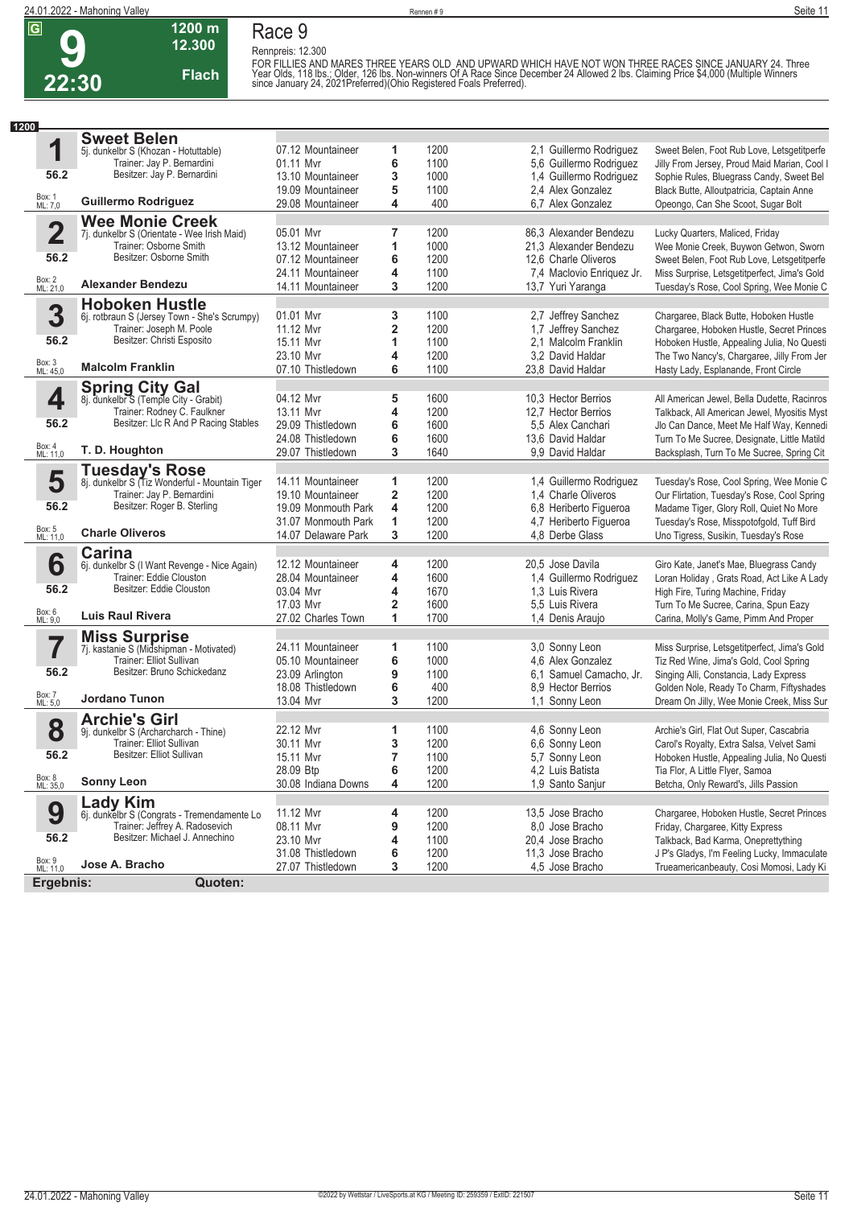**G**

# 9

**22:30**

**1200 m**
**12.300**
**Flach**

## Race 9

Rennpreis: 12.300

FOR FILLIES AND MARES THREE YEARS OLD AND UPWARD WHICH HAVE NOT WON THREE RACES SINCE JANUARY 24. Three Year Olds, 118 lbs.; Older, 126 lbs. Non-winners Of A Race Since December 24 Allowed 2 lbs. Claiming Price $4,000 (Multiple Winners since January 24, 2021Preferred)(Ohio Registered Foals Preferred).

**1200**

| Nr. | Pferd | Datum / Bahn | Pl. | Dist. | Quote / Jockey | Einlauf |
|---|---|---|---|---|---|---|
| **1** | **Sweet Belen** 5j. dunkelbr S (Khozan - Hotuttable) | 07.12 Mountaineer | 1 | 1200 | 2,1 Guillermo Rodriguez | Sweet Belen, Foot Rub Love, Letsgetitperfe |
| | Trainer: Jay P. Bernardini | 01.11 Mvr | 6 | 1100 | 5,6 Guillermo Rodriguez | Jilly From Jersey, Proud Maid Marian, Cool I |
| 56.2 | Besitzer: Jay P. Bernardini | 13.10 Mountaineer | 3 | 1000 | 1,4 Guillermo Rodriguez | Sophie Rules, Bluegrass Candy, Sweet Bel |
| Box: 1 ML: 7,0 | | 19.09 Mountaineer | 5 | 1100 | 2,4 Alex Gonzalez | Black Butte, Alloutpatricia, Captain Anne |
| | **Guillermo Rodriguez** | 29.08 Mountaineer | 4 | 400 | 6,7 Alex Gonzalez | Opeongo, Can She Scoot, Sugar Bolt |
| **2** | **Wee Monie Creek** 7j. dunkelbr S (Orientate - Wee Irish Maid) | 05.01 Mvr | 7 | 1200 | 86,3 Alexander Bendezu | Lucky Quarters, Maliced, Friday |
| | Trainer: Osborne Smith | 13.12 Mountaineer | 1 | 1000 | 21,3 Alexander Bendezu | Wee Monie Creek, Buywon Getwon, Sworn |
| 56.2 | Besitzer: Osborne Smith | 07.12 Mountaineer | 6 | 1200 | 12,6 Charle Oliveros | Sweet Belen, Foot Rub Love, Letsgetitperfe |
| Box: 2 ML: 21,0 | | 24.11 Mountaineer | 4 | 1100 | 7,4 Maclovio Enriquez Jr. | Miss Surprise, Letsgetitperfect, Jima's Gold |
| | **Alexander Bendezu** | 14.11 Mountaineer | 3 | 1200 | 13,7 Yuri Yaranga | Tuesday's Rose, Cool Spring, Wee Monie C |
| **3** | **Hoboken Hustle** 6j. rotbraun S (Jersey Town - She's Scrumpy) | 01.01 Mvr | 3 | 1100 | 2,7 Jeffrey Sanchez | Chargaree, Black Butte, Hoboken Hustle |
| | Trainer: Joseph M. Poole | 11.12 Mvr | 2 | 1200 | 1,7 Jeffrey Sanchez | Chargaree, Hoboken Hustle, Secret Princes |
| 56.2 | Besitzer: Christi Esposito | 15.11 Mvr | 1 | 1100 | 2,1 Malcolm Franklin | Hoboken Hustle, Appealing Julia, No Questi |
| Box: 3 ML: 45,0 | | 23.10 Mvr | 4 | 1200 | 3,2 David Haldar | The Two Nancy's, Chargaree, Jilly From Jer |
| | **Malcolm Franklin** | 07.10 Thistledown | 6 | 1100 | 23,8 David Haldar | Hasty Lady, Esplanande, Front Circle |
| **4** | **Spring City Gal** 8j. dunkelbr S (Temple City - Grabit) | 04.12 Mvr | 5 | 1600 | 10,3 Hector Berrios | All American Jewel, Bella Dudette, Racinros |
| | Trainer: Rodney C. Faulkner | 13.11 Mvr | 4 | 1200 | 12,7 Hector Berrios | Talkback, All American Jewel, Myositis Myst |
| 56.2 | Besitzer: Llc R And P Racing Stables | 29.09 Thistledown | 6 | 1600 | 5,5 Alex Canchari | Jlo Can Dance, Meet Me Half Way, Kennedi |
| Box: 4 ML: 11,0 | | 24.08 Thistledown | 6 | 1600 | 13,6 David Haldar | Turn To Me Sucree, Designate, Little Matild |
| | **T. D. Houghton** | 29.07 Thistledown | 3 | 1640 | 9,9 David Haldar | Backsplash, Turn To Me Sucree, Spring Cit |
| **5** | **Tuesday's Rose** 8j. dunkelbr S (Tiz Wonderful - Mountain Tiger | 14.11 Mountaineer | 1 | 1200 | 1,4 Guillermo Rodriguez | Tuesday's Rose, Cool Spring, Wee Monie C |
| | Trainer: Jay P. Bernardini | 19.10 Mountaineer | 2 | 1200 | 1,4 Charle Oliveros | Our Flirtation, Tuesday's Rose, Cool Spring |
| 56.2 | Besitzer: Roger B. Sterling | 19.09 Monmouth Park | 4 | 1200 | 6,8 Heriberto Figueroa | Madame Tiger, Glory Roll, Quiet No More |
| Box: 5 ML: 11,0 | | 31.07 Monmouth Park | 1 | 1200 | 4,7 Heriberto Figueroa | Tuesday's Rose, Misspotofgold, Tuff Bird |
| | **Charle Oliveros** | 14.07 Delaware Park | 3 | 1200 | 4,8 Derbe Glass | Uno Tigress, Susikin, Tuesday's Rose |
| **6** | **Carina** 6j. dunkelbr S (I Want Revenge - Nice Again) | 12.12 Mountaineer | 4 | 1200 | 20,5 Jose Davila | Giro Kate, Janet's Mae, Bluegrass Candy |
| | Trainer: Eddie Clouston | 28.04 Mountaineer | 4 | 1600 | 1,4 Guillermo Rodriguez | Loran Holiday , Grats Road, Act Like A Lady |
| 56.2 | Besitzer: Eddie Clouston | 03.04 Mvr | 4 | 1670 | 1,3 Luis Rivera | High Fire, Turing Machine, Friday |
| Box: 6 ML: 9,0 | | 17.03 Mvr | 2 | 1600 | 5,5 Luis Rivera | Turn To Me Sucree, Carina, Spun Eazy |
| | **Luis Raul Rivera** | 27.02 Charles Town | 1 | 1700 | 1,4 Denis Araujo | Carina, Molly's Game, Pimm And Proper |
| **7** | **Miss Surprise** 7j. kastanie S (Midshipman - Motivated) | 24.11 Mountaineer | 1 | 1100 | 3,0 Sonny Leon | Miss Surprise, Letsgetitperfect, Jima's Gold |
| | Trainer: Elliot Sullivan | 05.10 Mountaineer | 6 | 1000 | 4,6 Alex Gonzalez | Tiz Red Wine, Jima's Gold, Cool Spring |
| 56.2 | Besitzer: Bruno Schickedanz | 23.09 Arlington | 9 | 1100 | 6,1 Samuel Camacho, Jr. | Singing Alli, Constancia, Lady Express |
| Box: 7 ML: 5,0 | | 18.08 Thistledown | 6 | 400 | 8,9 Hector Berrios | Golden Nole, Ready To Charm, Fiftyshades |
| | **Jordano Tunon** | 13.04 Mvr | 3 | 1200 | 1,1 Sonny Leon | Dream On Jilly, Wee Monie Creek, Miss Sur |
| **8** | **Archie's Girl** 9j. dunkelbr S (Archarcharch - Thine) | 22.12 Mvr | 1 | 1100 | 4,6 Sonny Leon | Archie's Girl, Flat Out Super, Cascabria |
| | Trainer: Elliot Sullivan | 30.11 Mvr | 3 | 1200 | 6,6 Sonny Leon | Carol's Royalty, Extra Salsa, Velvet Sami |
| 56.2 | Besitzer: Elliot Sullivan | 15.11 Mvr | 7 | 1100 | 5,7 Sonny Leon | Hoboken Hustle, Appealing Julia, No Questi |
| Box: 8 ML: 35,0 | | 28.09 Btp | 6 | 1200 | 4,2 Luis Batista | Tia Flor, A Little Flyer, Samoa |
| | **Sonny Leon** | 30.08 Indiana Downs | 4 | 1200 | 1,9 Santo Sanjur | Betcha, Only Reward's, Jills Passion |
| **9** | **Lady Kim** 6j. dunkelbr S (Congrats - Tremendamente Lo | 11.12 Mvr | 4 | 1200 | 13,5 Jose Bracho | Chargaree, Hoboken Hustle, Secret Princes |
| | Trainer: Jeffrey A. Radosevich | 08.11 Mvr | 9 | 1200 | 8,0 Jose Bracho | Friday, Chargaree, Kitty Express |
| 56.2 | Besitzer: Michael J. Annechino | 23.10 Mvr | 4 | 1100 | 20,4 Jose Bracho | Talkback, Bad Karma, Oneprettything |
| Box: 9 ML: 11,0 | | 31.08 Thistledown | 6 | 1200 | 11,3 Jose Bracho | J P's Gladys, I'm Feeling Lucky, Immaculate |
| | **Jose A. Bracho** | 27.07 Thistledown | 3 | 1200 | 4,5 Jose Bracho | Trueamericanbeauty, Cosi Momosi, Lady Ki |

**Ergebnis:** **Quoten:**